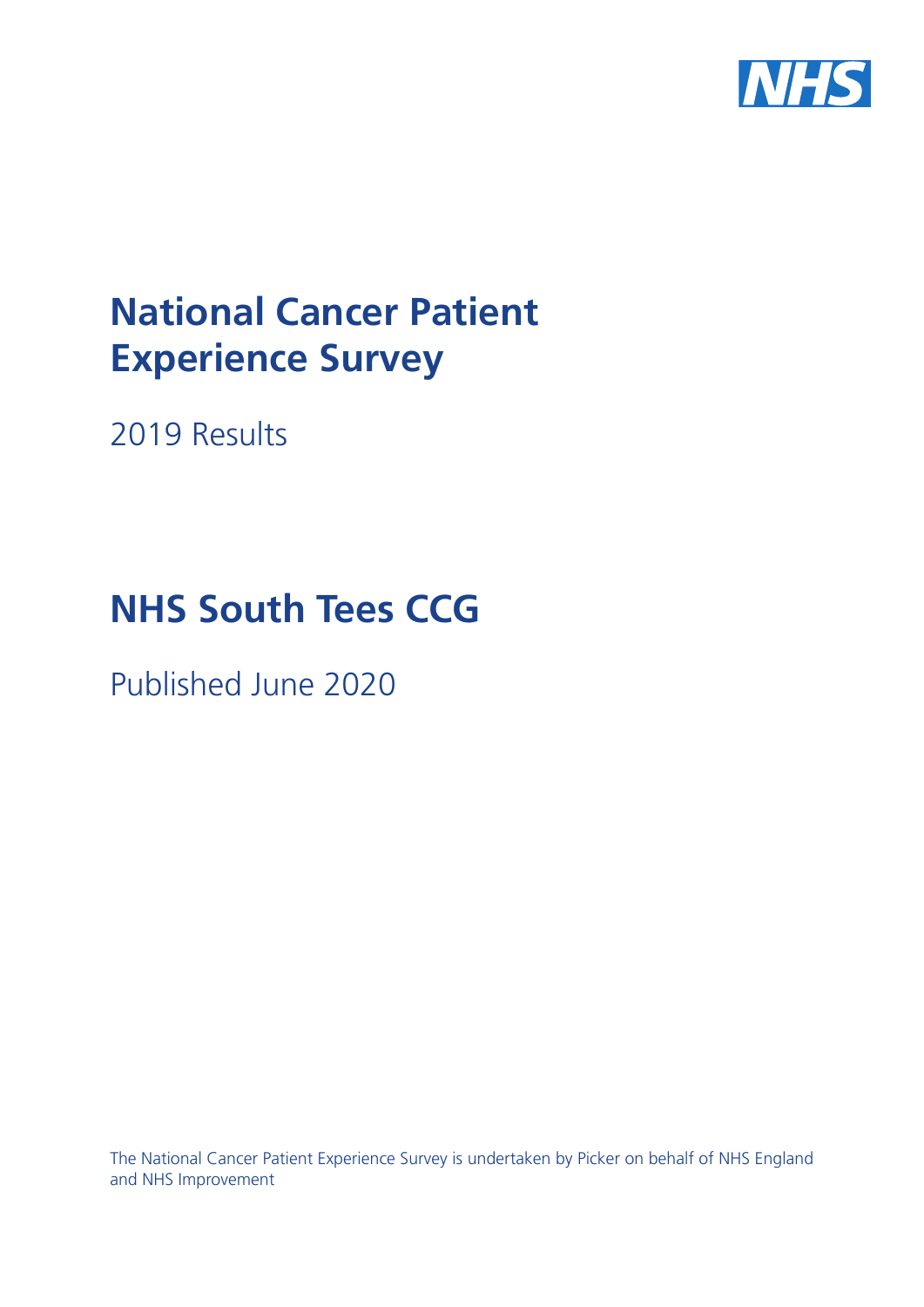# National Cancer Patient Experience Survey

2019 Results

# NHS South Tees CCG

Published June 2020

The National Cancer Patient Experience Survey is undertaken by Picker on behalf of NHS England and NHS Improvement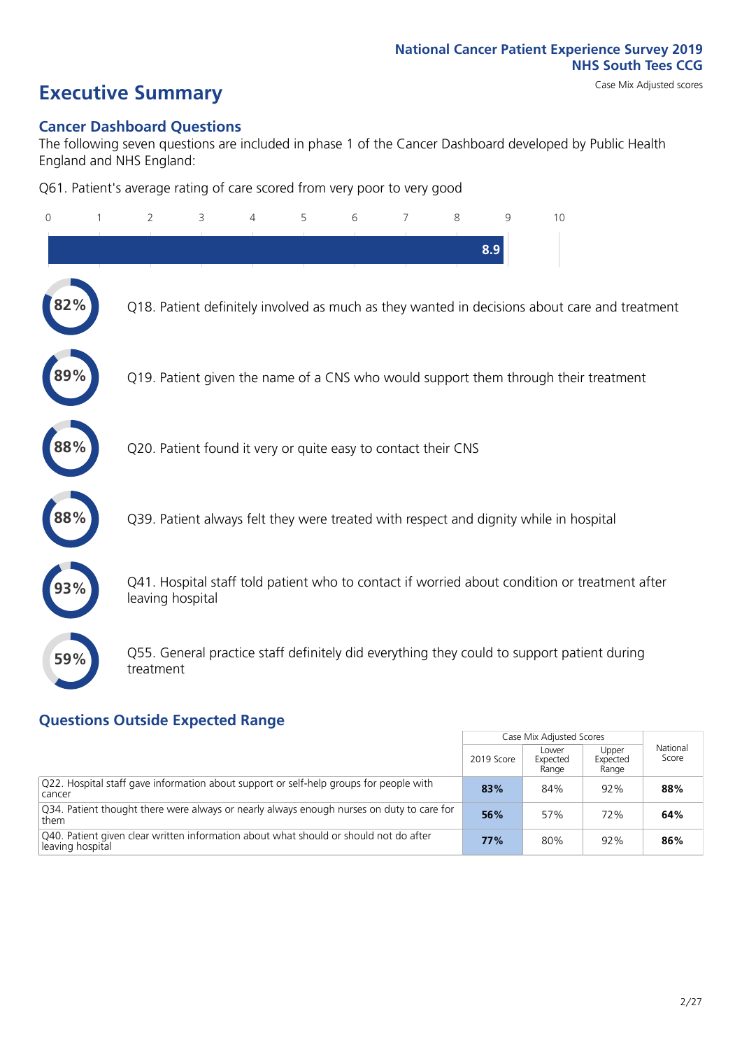National Cancer Patient Experience Survey 2019
NHS South Tees CCG

# Executive Summary

Case Mix Adjusted scores

## Cancer Dashboard Questions

The following seven questions are included in phase 1 of the Cancer Dashboard developed by Public Health England and NHS England:

Q61. Patient's average rating of care scored from very poor to very good

8.9

82% Q18. Patient definitely involved as much as they wanted in decisions about care and treatment

89% Q19. Patient given the name of a CNS who would support them through their treatment

88% Q20. Patient found it very or quite easy to contact their CNS

88% Q39. Patient always felt they were treated with respect and dignity while in hospital

93% Q41. Hospital staff told patient who to contact if worried about condition or treatment after leaving hospital

59% Q55. General practice staff definitely did everything they could to support patient during treatment

## Questions Outside Expected Range

| | Case Mix Adjusted Scores | | | National Score |
|---|---|---|---|---|
| | 2019 Score | Lower Expected Range | Upper Expected Range | |
| Q22. Hospital staff gave information about support or self-help groups for people with cancer | **83%** | 84% | 92% | **88%** |
| Q34. Patient thought there were always or nearly always enough nurses on duty to care for them | **56%** | 57% | 72% | **64%** |
| Q40. Patient given clear written information about what should or should not do after leaving hospital | **77%** | 80% | 92% | **86%** |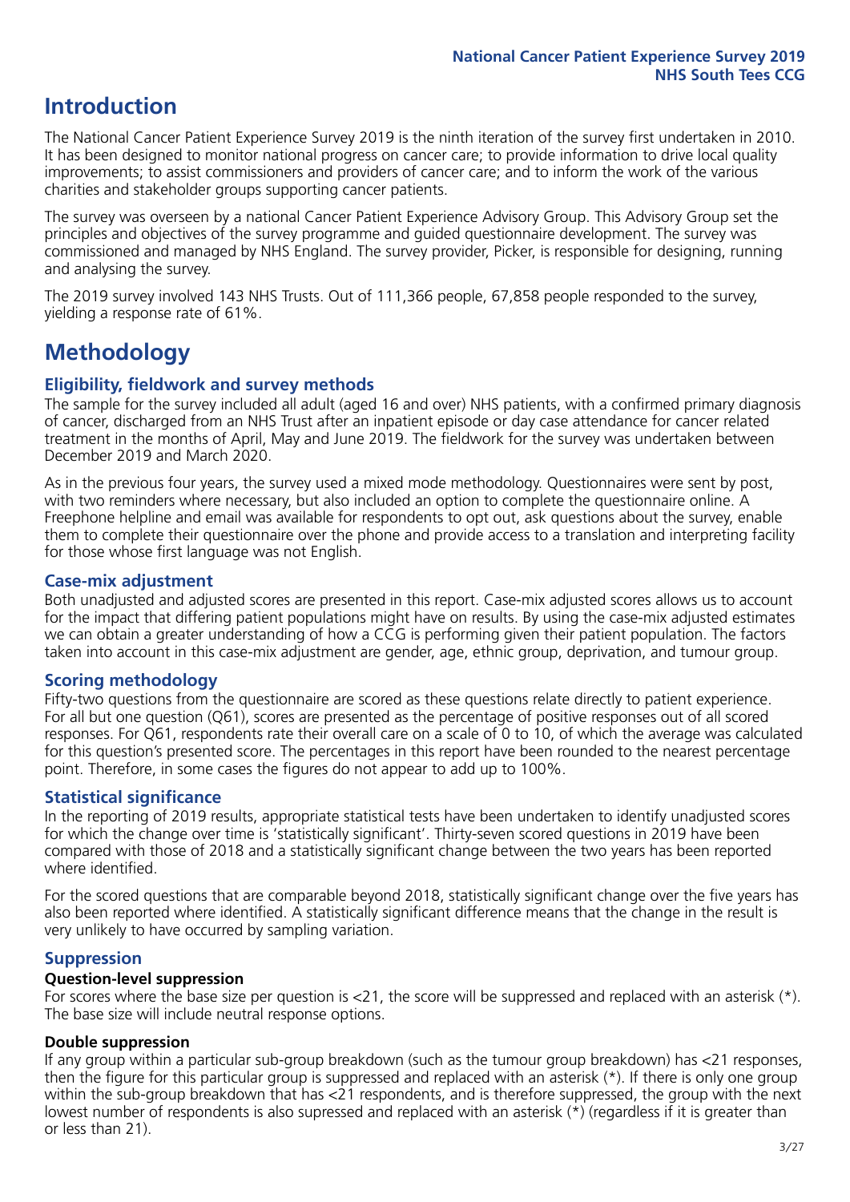# Introduction

The National Cancer Patient Experience Survey 2019 is the ninth iteration of the survey first undertaken in 2010. It has been designed to monitor national progress on cancer care; to provide information to drive local quality improvements; to assist commissioners and providers of cancer care; and to inform the work of the various charities and stakeholder groups supporting cancer patients.

The survey was overseen by a national Cancer Patient Experience Advisory Group. This Advisory Group set the principles and objectives of the survey programme and guided questionnaire development. The survey was commissioned and managed by NHS England. The survey provider, Picker, is responsible for designing, running and analysing the survey.

The 2019 survey involved 143 NHS Trusts. Out of 111,366 people, 67,858 people responded to the survey, yielding a response rate of 61%.

# Methodology

## Eligibility, fieldwork and survey methods

The sample for the survey included all adult (aged 16 and over) NHS patients, with a confirmed primary diagnosis of cancer, discharged from an NHS Trust after an inpatient episode or day case attendance for cancer related treatment in the months of April, May and June 2019. The fieldwork for the survey was undertaken between December 2019 and March 2020.

As in the previous four years, the survey used a mixed mode methodology. Questionnaires were sent by post, with two reminders where necessary, but also included an option to complete the questionnaire online. A Freephone helpline and email was available for respondents to opt out, ask questions about the survey, enable them to complete their questionnaire over the phone and provide access to a translation and interpreting facility for those whose first language was not English.

## Case-mix adjustment

Both unadjusted and adjusted scores are presented in this report. Case-mix adjusted scores allows us to account for the impact that differing patient populations might have on results. By using the case-mix adjusted estimates we can obtain a greater understanding of how a CCG is performing given their patient population. The factors taken into account in this case-mix adjustment are gender, age, ethnic group, deprivation, and tumour group.

## Scoring methodology

Fifty-two questions from the questionnaire are scored as these questions relate directly to patient experience. For all but one question (Q61), scores are presented as the percentage of positive responses out of all scored responses. For Q61, respondents rate their overall care on a scale of 0 to 10, of which the average was calculated for this question's presented score. The percentages in this report have been rounded to the nearest percentage point. Therefore, in some cases the figures do not appear to add up to 100%.

## Statistical significance

In the reporting of 2019 results, appropriate statistical tests have been undertaken to identify unadjusted scores for which the change over time is 'statistically significant'. Thirty-seven scored questions in 2019 have been compared with those of 2018 and a statistically significant change between the two years has been reported where identified.

For the scored questions that are comparable beyond 2018, statistically significant change over the five years has also been reported where identified. A statistically significant difference means that the change in the result is very unlikely to have occurred by sampling variation.

## Suppression

### Question-level suppression

For scores where the base size per question is <21, the score will be suppressed and replaced with an asterisk (*). The base size will include neutral response options.

### Double suppression

If any group within a particular sub-group breakdown (such as the tumour group breakdown) has <21 responses, then the figure for this particular group is suppressed and replaced with an asterisk (*). If there is only one group within the sub-group breakdown that has <21 respondents, and is therefore suppressed, the group with the next lowest number of respondents is also supressed and replaced with an asterisk (*) (regardless if it is greater than or less than 21).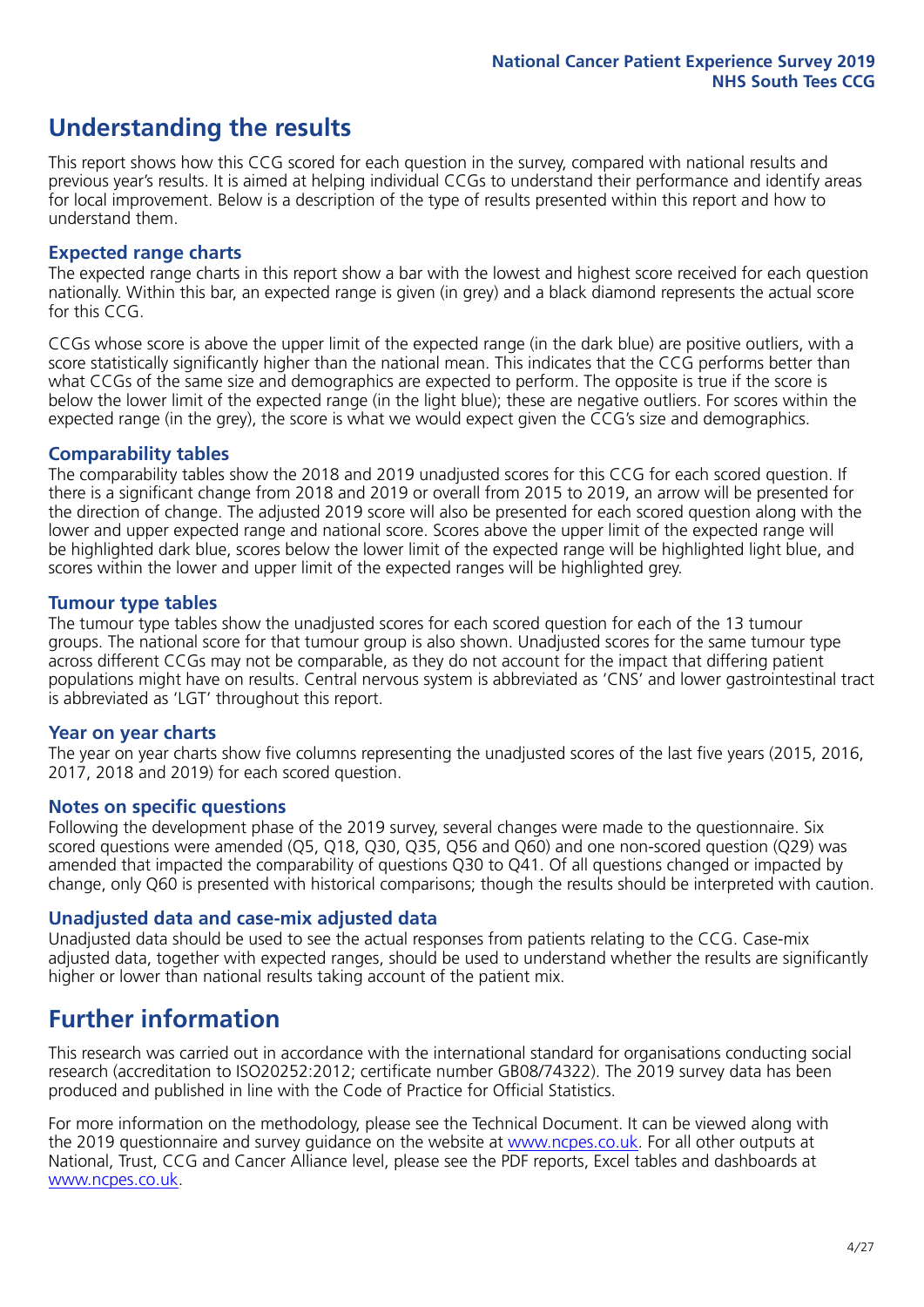# Understanding the results

This report shows how this CCG scored for each question in the survey, compared with national results and previous year's results. It is aimed at helping individual CCGs to understand their performance and identify areas for local improvement. Below is a description of the type of results presented within this report and how to understand them.

## Expected range charts

The expected range charts in this report show a bar with the lowest and highest score received for each question nationally. Within this bar, an expected range is given (in grey) and a black diamond represents the actual score for this CCG.

CCGs whose score is above the upper limit of the expected range (in the dark blue) are positive outliers, with a score statistically significantly higher than the national mean. This indicates that the CCG performs better than what CCGs of the same size and demographics are expected to perform. The opposite is true if the score is below the lower limit of the expected range (in the light blue); these are negative outliers. For scores within the expected range (in the grey), the score is what we would expect given the CCG's size and demographics.

## Comparability tables

The comparability tables show the 2018 and 2019 unadjusted scores for this CCG for each scored question. If there is a significant change from 2018 and 2019 or overall from 2015 to 2019, an arrow will be presented for the direction of change. The adjusted 2019 score will also be presented for each scored question along with the lower and upper expected range and national score. Scores above the upper limit of the expected range will be highlighted dark blue, scores below the lower limit of the expected range will be highlighted light blue, and scores within the lower and upper limit of the expected ranges will be highlighted grey.

## Tumour type tables

The tumour type tables show the unadjusted scores for each scored question for each of the 13 tumour groups. The national score for that tumour group is also shown. Unadjusted scores for the same tumour type across different CCGs may not be comparable, as they do not account for the impact that differing patient populations might have on results. Central nervous system is abbreviated as 'CNS' and lower gastrointestinal tract is abbreviated as 'LGT' throughout this report.

## Year on year charts

The year on year charts show five columns representing the unadjusted scores of the last five years (2015, 2016, 2017, 2018 and 2019) for each scored question.

## Notes on specific questions

Following the development phase of the 2019 survey, several changes were made to the questionnaire. Six scored questions were amended (Q5, Q18, Q30, Q35, Q56 and Q60) and one non-scored question (Q29) was amended that impacted the comparability of questions Q30 to Q41. Of all questions changed or impacted by change, only Q60 is presented with historical comparisons; though the results should be interpreted with caution.

## Unadjusted data and case-mix adjusted data

Unadjusted data should be used to see the actual responses from patients relating to the CCG. Case-mix adjusted data, together with expected ranges, should be used to understand whether the results are significantly higher or lower than national results taking account of the patient mix.

# Further information

This research was carried out in accordance with the international standard for organisations conducting social research (accreditation to ISO20252:2012; certificate number GB08/74322). The 2019 survey data has been produced and published in line with the Code of Practice for Official Statistics.

For more information on the methodology, please see the Technical Document. It can be viewed along with the 2019 questionnaire and survey guidance on the website at www.ncpes.co.uk. For all other outputs at National, Trust, CCG and Cancer Alliance level, please see the PDF reports, Excel tables and dashboards at www.ncpes.co.uk.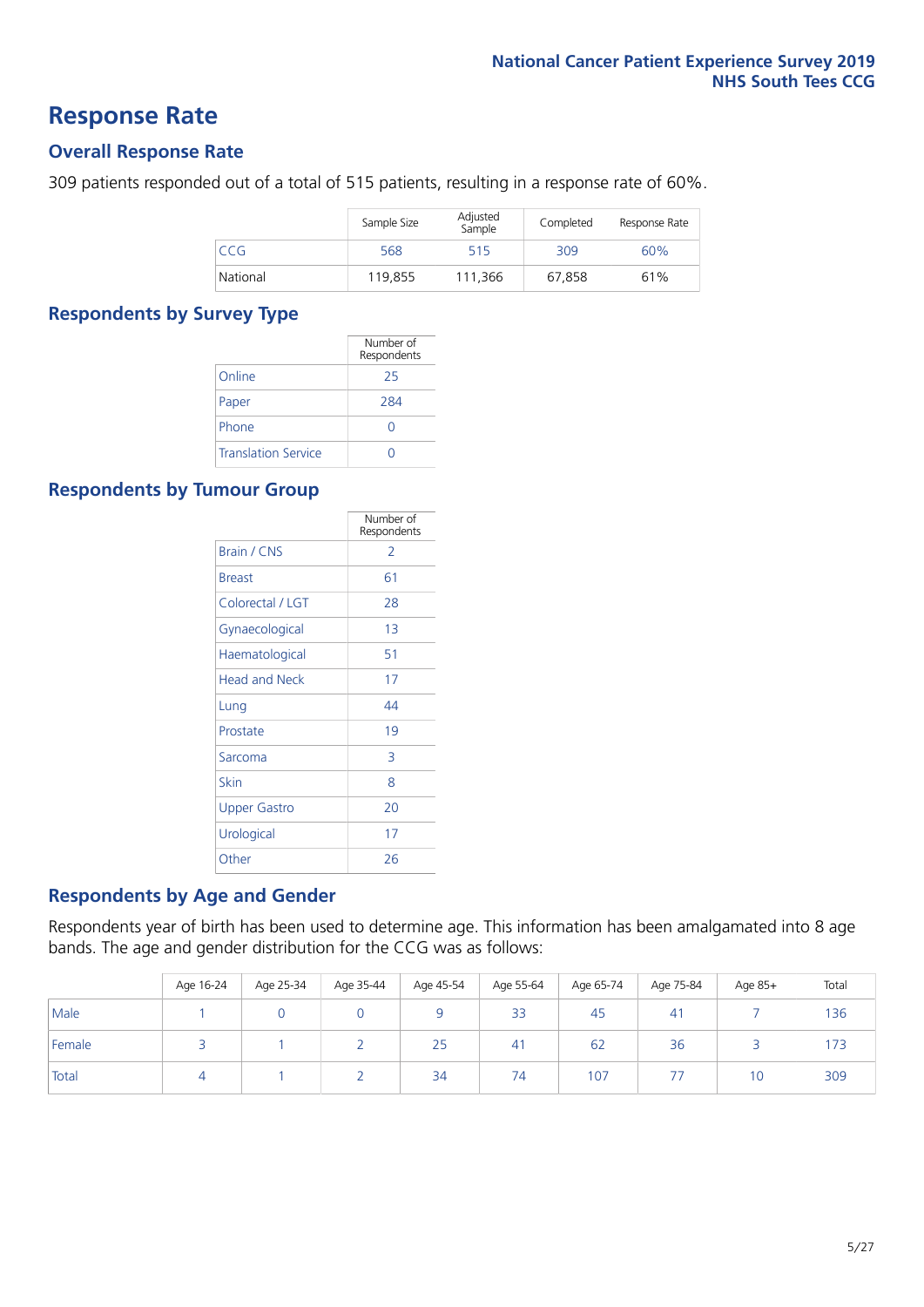# Response Rate

## Overall Response Rate

309 patients responded out of a total of 515 patients, resulting in a response rate of 60%.

| | Sample Size | Adjusted Sample | Completed | Response Rate |
|---|---|---|---|---|
| CCG | 568 | 515 | 309 | 60% |
| National | 119,855 | 111,366 | 67,858 | 61% |

## Respondents by Survey Type

| | Number of Respondents |
|---|---|
| Online | 25 |
| Paper | 284 |
| Phone | 0 |
| Translation Service | 0 |

## Respondents by Tumour Group

| | Number of Respondents |
|---|---|
| Brain / CNS | 2 |
| Breast | 61 |
| Colorectal / LGT | 28 |
| Gynaecological | 13 |
| Haematological | 51 |
| Head and Neck | 17 |
| Lung | 44 |
| Prostate | 19 |
| Sarcoma | 3 |
| Skin | 8 |
| Upper Gastro | 20 |
| Urological | 17 |
| Other | 26 |

## Respondents by Age and Gender

Respondents year of birth has been used to determine age. This information has been amalgamated into 8 age bands. The age and gender distribution for the CCG was as follows:

| | Age 16-24 | Age 25-34 | Age 35-44 | Age 45-54 | Age 55-64 | Age 65-74 | Age 75-84 | Age 85+ | Total |
|---|---|---|---|---|---|---|---|---|---|
| Male | 1 | 0 | 0 | 9 | 33 | 45 | 41 | 7 | 136 |
| Female | 3 | 1 | 2 | 25 | 41 | 62 | 36 | 3 | 173 |
| Total | 4 | 1 | 2 | 34 | 74 | 107 | 77 | 10 | 309 |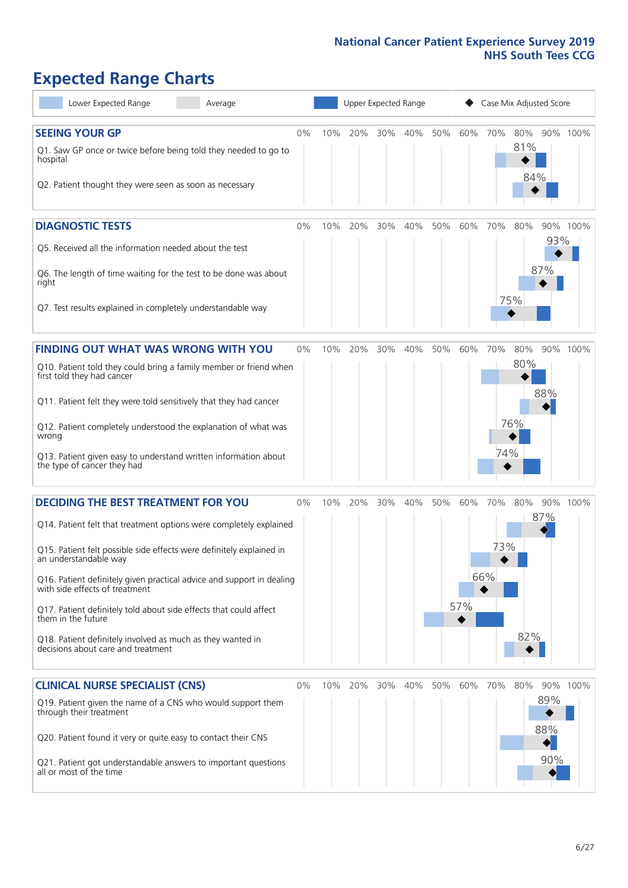# Expected Range Charts

Lower Expected Range | Average | Upper Expected Range | ◆ Case Mix Adjusted Score

## SEEING YOUR GP

| Question | Case Mix Adjusted Score |
|---|---|
| Q1. Saw GP once or twice before being told they needed to go to hospital | 81% |
| Q2. Patient thought they were seen as soon as necessary | 84% |

## DIAGNOSTIC TESTS

| Question | Case Mix Adjusted Score |
|---|---|
| Q5. Received all the information needed about the test | 93% |
| Q6. The length of time waiting for the test to be done was about right | 87% |
| Q7. Test results explained in completely understandable way | 75% |

## FINDING OUT WHAT WAS WRONG WITH YOU

| Question | Case Mix Adjusted Score |
|---|---|
| Q10. Patient told they could bring a family member or friend when first told they had cancer | 80% |
| Q11. Patient felt they were told sensitively that they had cancer | 88% |
| Q12. Patient completely understood the explanation of what was wrong | 76% |
| Q13. Patient given easy to understand written information about the type of cancer they had | 74% |

## DECIDING THE BEST TREATMENT FOR YOU

| Question | Case Mix Adjusted Score |
|---|---|
| Q14. Patient felt that treatment options were completely explained | 87% |
| Q15. Patient felt possible side effects were definitely explained in an understandable way | 73% |
| Q16. Patient definitely given practical advice and support in dealing with side effects of treatment | 66% |
| Q17. Patient definitely told about side effects that could affect them in the future | 57% |
| Q18. Patient definitely involved as much as they wanted in decisions about care and treatment | 82% |

## CLINICAL NURSE SPECIALIST (CNS)

| Question | Case Mix Adjusted Score |
|---|---|
| Q19. Patient given the name of a CNS who would support them through their treatment | 89% |
| Q20. Patient found it very or quite easy to contact their CNS | 88% |
| Q21. Patient got understandable answers to important questions all or most of the time | 90% |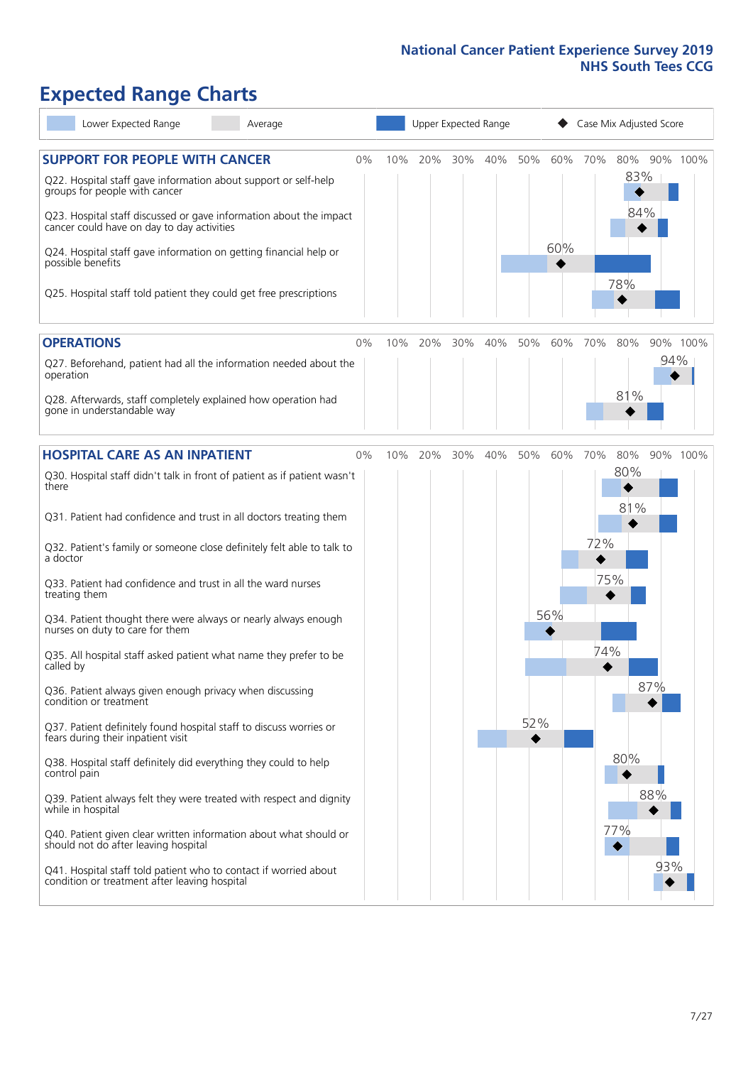# Expected Range Charts

Lower Expected Range | Average | Upper Expected Range | ◆ Case Mix Adjusted Score

## SUPPORT FOR PEOPLE WITH CANCER

| Question | Case Mix Adjusted Score |
|---|---|
| Q22. Hospital staff gave information about support or self-help groups for people with cancer | 83% |
| Q23. Hospital staff discussed or gave information about the impact cancer could have on day to day activities | 84% |
| Q24. Hospital staff gave information on getting financial help or possible benefits | 60% |
| Q25. Hospital staff told patient they could get free prescriptions | 78% |

## OPERATIONS

| Question | Case Mix Adjusted Score |
|---|---|
| Q27. Beforehand, patient had all the information needed about the operation | 94% |
| Q28. Afterwards, staff completely explained how operation had gone in understandable way | 81% |

## HOSPITAL CARE AS AN INPATIENT

| Question | Case Mix Adjusted Score |
|---|---|
| Q30. Hospital staff didn't talk in front of patient as if patient wasn't there | 80% |
| Q31. Patient had confidence and trust in all doctors treating them | 81% |
| Q32. Patient's family or someone close definitely felt able to talk to a doctor | 72% |
| Q33. Patient had confidence and trust in all the ward nurses treating them | 75% |
| Q34. Patient thought there were always or nearly always enough nurses on duty to care for them | 56% |
| Q35. All hospital staff asked patient what name they prefer to be called by | 74% |
| Q36. Patient always given enough privacy when discussing condition or treatment | 87% |
| Q37. Patient definitely found hospital staff to discuss worries or fears during their inpatient visit | 52% |
| Q38. Hospital staff definitely did everything they could to help control pain | 80% |
| Q39. Patient always felt they were treated with respect and dignity while in hospital | 88% |
| Q40. Patient given clear written information about what should or should not do after leaving hospital | 77% |
| Q41. Hospital staff told patient who to contact if worried about condition or treatment after leaving hospital | 93% |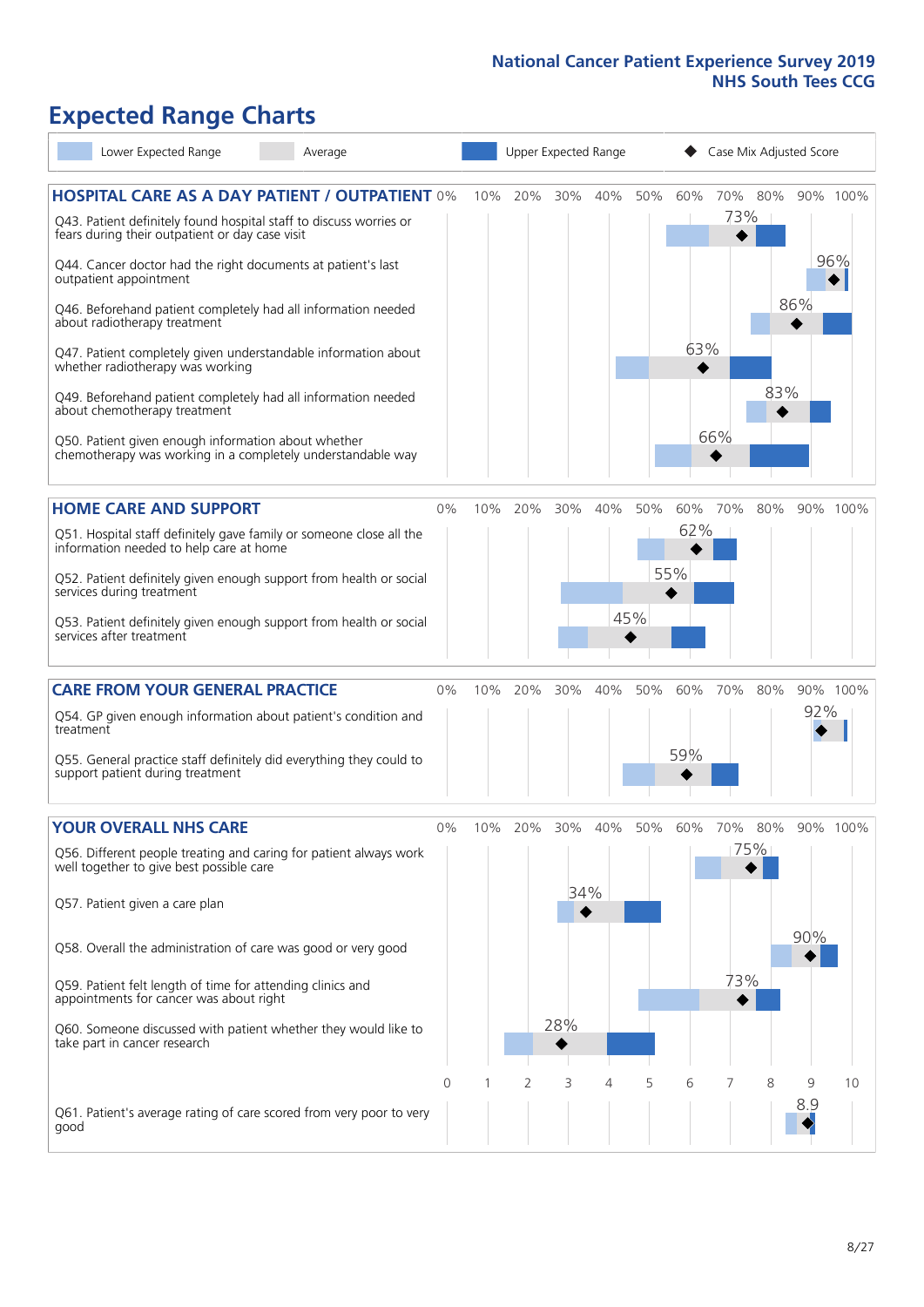National Cancer Patient Experience Survey 2019
NHS South Tees CCG

# Expected Range Charts

Lower Expected Range | Average | Upper Expected Range | ◆ Case Mix Adjusted Score

## HOSPITAL CARE AS A DAY PATIENT / OUTPATIENT

| Question | Case Mix Adjusted Score |
|---|---|
| Q43. Patient definitely found hospital staff to discuss worries or fears during their outpatient or day case visit | 73% |
| Q44. Cancer doctor had the right documents at patient's last outpatient appointment | 96% |
| Q46. Beforehand patient completely had all information needed about radiotherapy treatment | 86% |
| Q47. Patient completely given understandable information about whether radiotherapy was working | 63% |
| Q49. Beforehand patient completely had all information needed about chemotherapy treatment | 83% |
| Q50. Patient given enough information about whether chemotherapy was working in a completely understandable way | 66% |

## HOME CARE AND SUPPORT

| Question | Case Mix Adjusted Score |
|---|---|
| Q51. Hospital staff definitely gave family or someone close all the information needed to help care at home | 62% |
| Q52. Patient definitely given enough support from health or social services during treatment | 55% |
| Q53. Patient definitely given enough support from health or social services after treatment | 45% |

## CARE FROM YOUR GENERAL PRACTICE

| Question | Case Mix Adjusted Score |
|---|---|
| Q54. GP given enough information about patient's condition and treatment | 92% |
| Q55. General practice staff definitely did everything they could to support patient during treatment | 59% |

## YOUR OVERALL NHS CARE

| Question | Case Mix Adjusted Score |
|---|---|
| Q56. Different people treating and caring for patient always work well together to give best possible care | 75% |
| Q57. Patient given a care plan | 34% |
| Q58. Overall the administration of care was good or very good | 90% |
| Q59. Patient felt length of time for attending clinics and appointments for cancer was about right | 73% |
| Q60. Someone discussed with patient whether they would like to take part in cancer research | 28% |
| Q61. Patient's average rating of care scored from very poor to very good | 8.9 |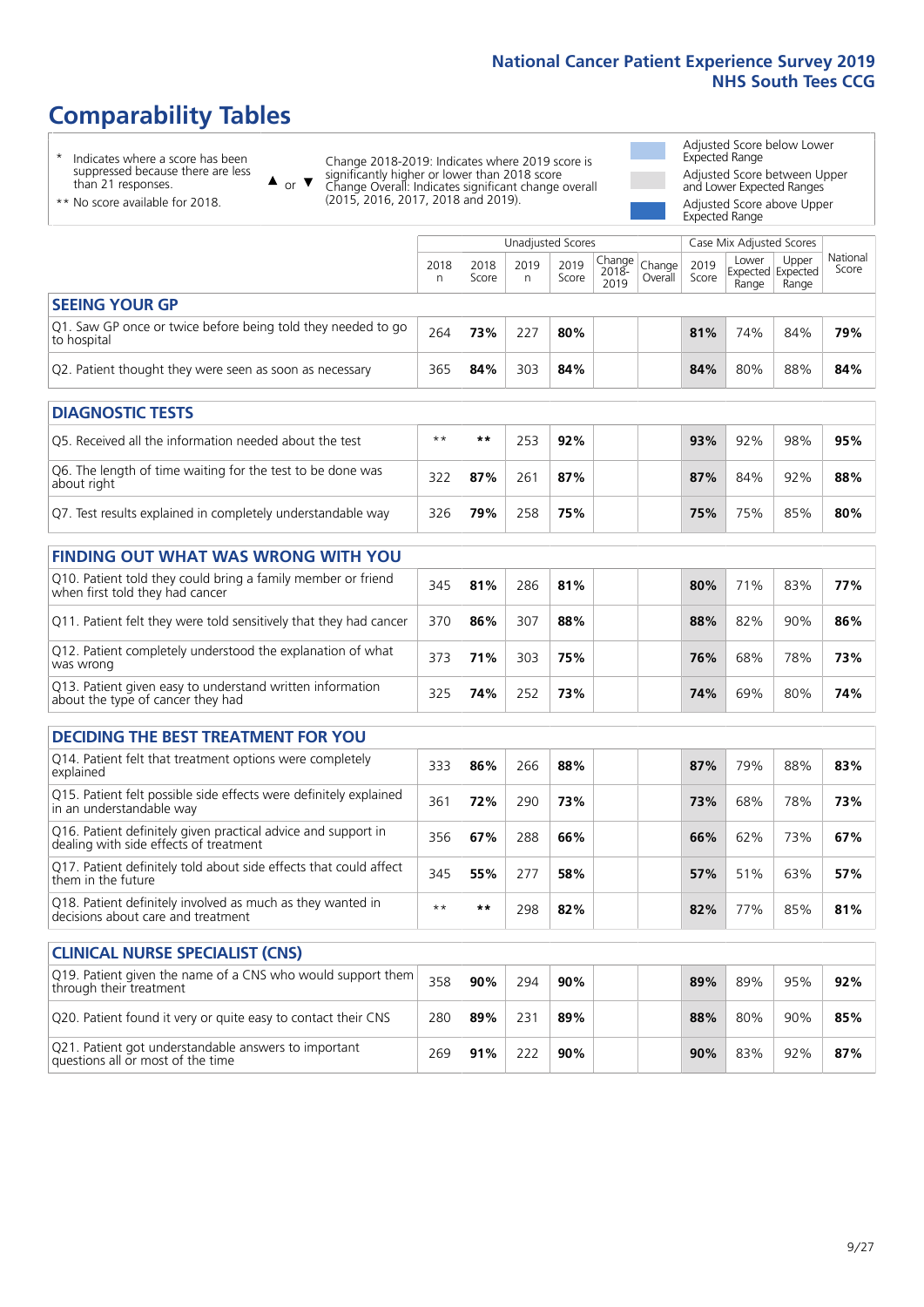# Comparability Tables

\* Indicates where a score has been suppressed because there are less than 21 responses.

** No score available for 2018.

▲ or ▼ Change 2018-2019: Indicates where 2019 score is significantly higher or lower than 2018 score
Change Overall: Indicates significant change overall (2015, 2016, 2017, 2018 and 2019).

Adjusted Score below Lower Expected Range

Adjusted Score between Upper and Lower Expected Ranges

Adjusted Score above Upper Expected Range

| | Unadjusted Scores | | | | | | Case Mix Adjusted Scores | | | |
|---|---|---|---|---|---|---|---|---|---|---|
| | 2018 n | 2018 Score | 2019 n | 2019 Score | Change 2018-2019 | Change Overall | 2019 Score | Lower Expected Range | Upper Expected Range | National Score |
| **SEEING YOUR GP** | | | | | | | | | | |
| Q1. Saw GP once or twice before being told they needed to go to hospital | 264 | **73%** | 227 | **80%** | | | **81%** | 74% | 84% | **79%** |
| Q2. Patient thought they were seen as soon as necessary | 365 | **84%** | 303 | **84%** | | | **84%** | 80% | 88% | **84%** |
| **DIAGNOSTIC TESTS** | | | | | | | | | | |
| Q5. Received all the information needed about the test | ** | ** | 253 | **92%** | | | **93%** | 92% | 98% | **95%** |
| Q6. The length of time waiting for the test to be done was about right | 322 | **87%** | 261 | **87%** | | | **87%** | 84% | 92% | **88%** |
| Q7. Test results explained in completely understandable way | 326 | **79%** | 258 | **75%** | | | **75%** | 75% | 85% | **80%** |
| **FINDING OUT WHAT WAS WRONG WITH YOU** | | | | | | | | | | |
| Q10. Patient told they could bring a family member or friend when first told they had cancer | 345 | **81%** | 286 | **81%** | | | **80%** | 71% | 83% | **77%** |
| Q11. Patient felt they were told sensitively that they had cancer | 370 | **86%** | 307 | **88%** | | | **88%** | 82% | 90% | **86%** |
| Q12. Patient completely understood the explanation of what was wrong | 373 | **71%** | 303 | **75%** | | | **76%** | 68% | 78% | **73%** |
| Q13. Patient given easy to understand written information about the type of cancer they had | 325 | **74%** | 252 | **73%** | | | **74%** | 69% | 80% | **74%** |
| **DECIDING THE BEST TREATMENT FOR YOU** | | | | | | | | | | |
| Q14. Patient felt that treatment options were completely explained | 333 | **86%** | 266 | **88%** | | | **87%** | 79% | 88% | **83%** |
| Q15. Patient felt possible side effects were definitely explained in an understandable way | 361 | **72%** | 290 | **73%** | | | **73%** | 68% | 78% | **73%** |
| Q16. Patient definitely given practical advice and support in dealing with side effects of treatment | 356 | **67%** | 288 | **66%** | | | **66%** | 62% | 73% | **67%** |
| Q17. Patient definitely told about side effects that could affect them in the future | 345 | **55%** | 277 | **58%** | | | **57%** | 51% | 63% | **57%** |
| Q18. Patient definitely involved as much as they wanted in decisions about care and treatment | ** | ** | 298 | **82%** | | | **82%** | 77% | 85% | **81%** |
| **CLINICAL NURSE SPECIALIST (CNS)** | | | | | | | | | | |
| Q19. Patient given the name of a CNS who would support them through their treatment | 358 | **90%** | 294 | **90%** | | | **89%** | 89% | 95% | **92%** |
| Q20. Patient found it very or quite easy to contact their CNS | 280 | **89%** | 231 | **89%** | | | **88%** | 80% | 90% | **85%** |
| Q21. Patient got understandable answers to important questions all or most of the time | 269 | **91%** | 222 | **90%** | | | **90%** | 83% | 92% | **87%** |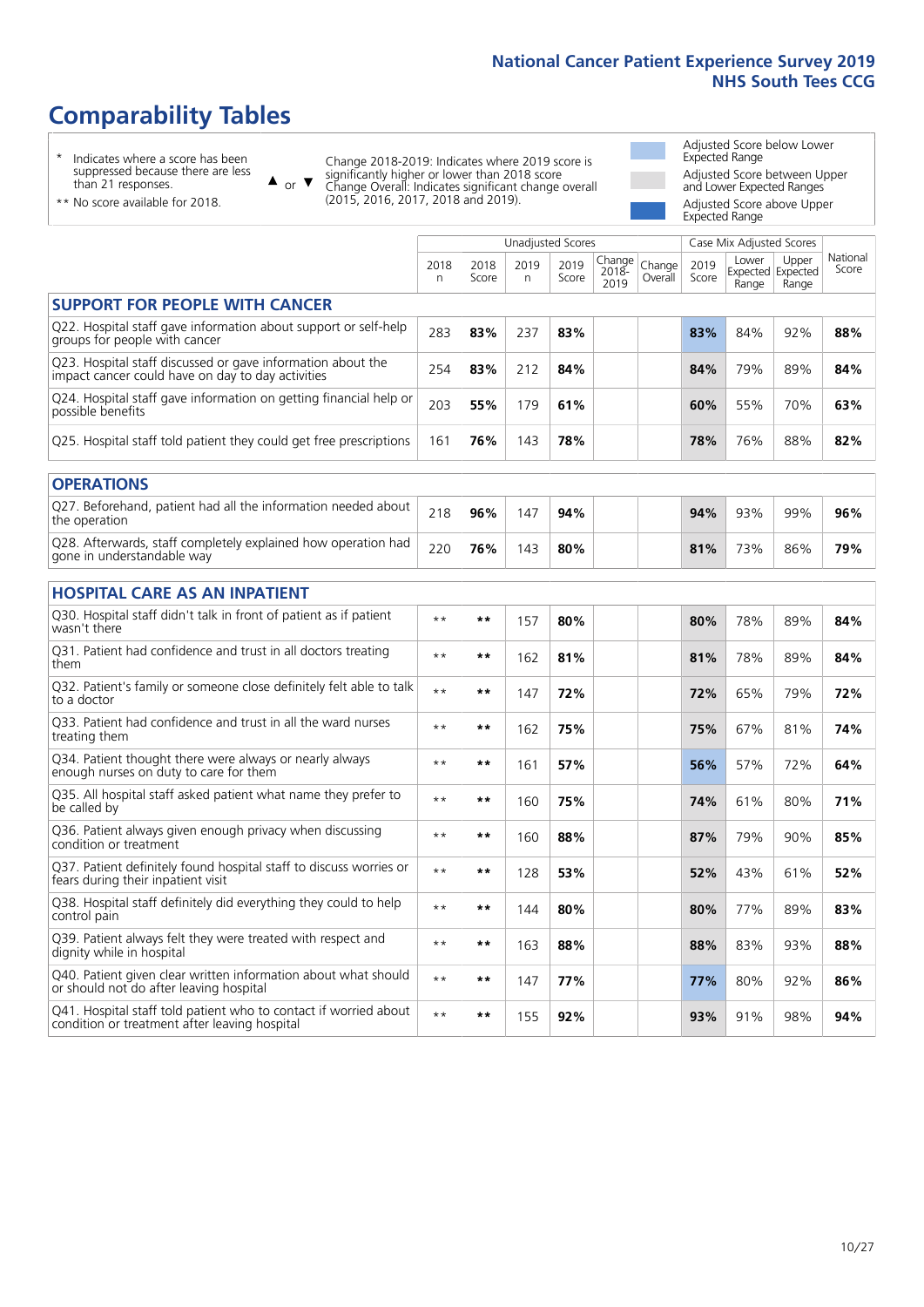# Comparability Tables

\* Indicates where a score has been suppressed because there are less than 21 responses.

\*\* No score available for 2018.

▲ or ▼ Change 2018-2019: Indicates where 2019 score is significantly higher or lower than 2018 score. Change Overall: Indicates significant change overall (2015, 2016, 2017, 2018 and 2019).

Adjusted Score below Lower Expected Range

Adjusted Score between Upper and Lower Expected Ranges

Adjusted Score above Upper Expected Range

| | Unadjusted Scores | | | | | | Case Mix Adjusted Scores | | | |
|---|---|---|---|---|---|---|---|---|---|---|
| | 2018 n | 2018 Score | 2019 n | 2019 Score | Change 2018-2019 | Change Overall | 2019 Score | Lower Expected Range | Upper Expected Range | National Score |
| **SUPPORT FOR PEOPLE WITH CANCER** | | | | | | | | | | |
| Q22. Hospital staff gave information about support or self-help groups for people with cancer | 283 | **83%** | 237 | **83%** | | | **83%** | 84% | 92% | **88%** |
| Q23. Hospital staff discussed or gave information about the impact cancer could have on day to day activities | 254 | **83%** | 212 | **84%** | | | **84%** | 79% | 89% | **84%** |
| Q24. Hospital staff gave information on getting financial help or possible benefits | 203 | **55%** | 179 | **61%** | | | **60%** | 55% | 70% | **63%** |
| Q25. Hospital staff told patient they could get free prescriptions | 161 | **76%** | 143 | **78%** | | | **78%** | 76% | 88% | **82%** |
| **OPERATIONS** | | | | | | | | | | |
| Q27. Beforehand, patient had all the information needed about the operation | 218 | **96%** | 147 | **94%** | | | **94%** | 93% | 99% | **96%** |
| Q28. Afterwards, staff completely explained how operation had gone in understandable way | 220 | **76%** | 143 | **80%** | | | **81%** | 73% | 86% | **79%** |
| **HOSPITAL CARE AS AN INPATIENT** | | | | | | | | | | |
| Q30. Hospital staff didn't talk in front of patient as if patient wasn't there | ** | ** | 157 | **80%** | | | **80%** | 78% | 89% | **84%** |
| Q31. Patient had confidence and trust in all doctors treating them | ** | ** | 162 | **81%** | | | **81%** | 78% | 89% | **84%** |
| Q32. Patient's family or someone close definitely felt able to talk to a doctor | ** | ** | 147 | **72%** | | | **72%** | 65% | 79% | **72%** |
| Q33. Patient had confidence and trust in all the ward nurses treating them | ** | ** | 162 | **75%** | | | **75%** | 67% | 81% | **74%** |
| Q34. Patient thought there were always or nearly always enough nurses on duty to care for them | ** | ** | 161 | **57%** | | | **56%** | 57% | 72% | **64%** |
| Q35. All hospital staff asked patient what name they prefer to be called by | ** | ** | 160 | **75%** | | | **74%** | 61% | 80% | **71%** |
| Q36. Patient always given enough privacy when discussing condition or treatment | ** | ** | 160 | **88%** | | | **87%** | 79% | 90% | **85%** |
| Q37. Patient definitely found hospital staff to discuss worries or fears during their inpatient visit | ** | ** | 128 | **53%** | | | **52%** | 43% | 61% | **52%** |
| Q38. Hospital staff definitely did everything they could to help control pain | ** | ** | 144 | **80%** | | | **80%** | 77% | 89% | **83%** |
| Q39. Patient always felt they were treated with respect and dignity while in hospital | ** | ** | 163 | **88%** | | | **88%** | 83% | 93% | **88%** |
| Q40. Patient given clear written information about what should or should not do after leaving hospital | ** | ** | 147 | **77%** | | | **77%** | 80% | 92% | **86%** |
| Q41. Hospital staff told patient who to contact if worried about condition or treatment after leaving hospital | ** | ** | 155 | **92%** | | | **93%** | 91% | 98% | **94%** |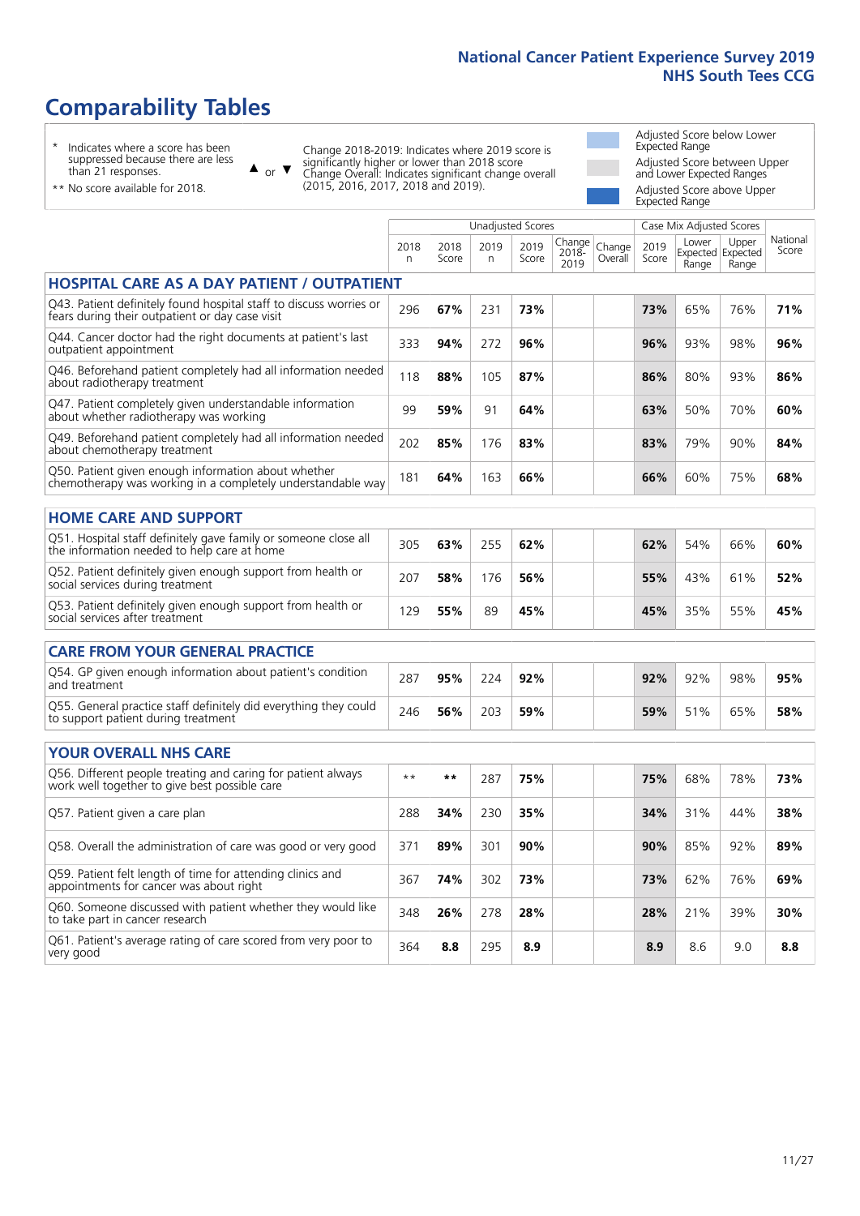# Comparability Tables

\* Indicates where a score has been suppressed because there are less than 21 responses.

** No score available for 2018.

▲ or ▼ Change 2018-2019: Indicates where 2019 score is significantly higher or lower than 2018 score. Change Overall: Indicates significant change overall (2015, 2016, 2017, 2018 and 2019).

Adjusted Score below Lower Expected Range

Adjusted Score between Upper and Lower Expected Ranges

Adjusted Score above Upper Expected Range

| | Unadjusted Scores | | | | | | Case Mix Adjusted Scores | | | |
|---|---|---|---|---|---|---|---|---|---|---|
| | 2018 n | 2018 Score | 2019 n | 2019 Score | Change 2018-2019 | Change Overall | 2019 Score | Lower Expected Range | Upper Expected Range | National Score |
| **HOSPITAL CARE AS A DAY PATIENT / OUTPATIENT** | | | | | | | | | | |
| Q43. Patient definitely found hospital staff to discuss worries or fears during their outpatient or day case visit | 296 | **67%** | 231 | **73%** | | | **73%** | 65% | 76% | **71%** |
| Q44. Cancer doctor had the right documents at patient's last outpatient appointment | 333 | **94%** | 272 | **96%** | | | **96%** | 93% | 98% | **96%** |
| Q46. Beforehand patient completely had all information needed about radiotherapy treatment | 118 | **88%** | 105 | **87%** | | | **86%** | 80% | 93% | **86%** |
| Q47. Patient completely given understandable information about whether radiotherapy was working | 99 | **59%** | 91 | **64%** | | | **63%** | 50% | 70% | **60%** |
| Q49. Beforehand patient completely had all information needed about chemotherapy treatment | 202 | **85%** | 176 | **83%** | | | **83%** | 79% | 90% | **84%** |
| Q50. Patient given enough information about whether chemotherapy was working in a completely understandable way | 181 | **64%** | 163 | **66%** | | | **66%** | 60% | 75% | **68%** |
| **HOME CARE AND SUPPORT** | | | | | | | | | | |
| Q51. Hospital staff definitely gave family or someone close all the information needed to help care at home | 305 | **63%** | 255 | **62%** | | | **62%** | 54% | 66% | **60%** |
| Q52. Patient definitely given enough support from health or social services during treatment | 207 | **58%** | 176 | **56%** | | | **55%** | 43% | 61% | **52%** |
| Q53. Patient definitely given enough support from health or social services after treatment | 129 | **55%** | 89 | **45%** | | | **45%** | 35% | 55% | **45%** |
| **CARE FROM YOUR GENERAL PRACTICE** | | | | | | | | | | |
| Q54. GP given enough information about patient's condition and treatment | 287 | **95%** | 224 | **92%** | | | **92%** | 92% | 98% | **95%** |
| Q55. General practice staff definitely did everything they could to support patient during treatment | 246 | **56%** | 203 | **59%** | | | **59%** | 51% | 65% | **58%** |
| **YOUR OVERALL NHS CARE** | | | | | | | | | | |
| Q56. Different people treating and caring for patient always work well together to give best possible care | ** | ** | 287 | **75%** | | | **75%** | 68% | 78% | **73%** |
| Q57. Patient given a care plan | 288 | **34%** | 230 | **35%** | | | **34%** | 31% | 44% | **38%** |
| Q58. Overall the administration of care was good or very good | 371 | **89%** | 301 | **90%** | | | **90%** | 85% | 92% | **89%** |
| Q59. Patient felt length of time for attending clinics and appointments for cancer was about right | 367 | **74%** | 302 | **73%** | | | **73%** | 62% | 76% | **69%** |
| Q60. Someone discussed with patient whether they would like to take part in cancer research | 348 | **26%** | 278 | **28%** | | | **28%** | 21% | 39% | **30%** |
| Q61. Patient's average rating of care scored from very poor to very good | 364 | **8.8** | 295 | **8.9** | | | **8.9** | 8.6 | 9.0 | **8.8** |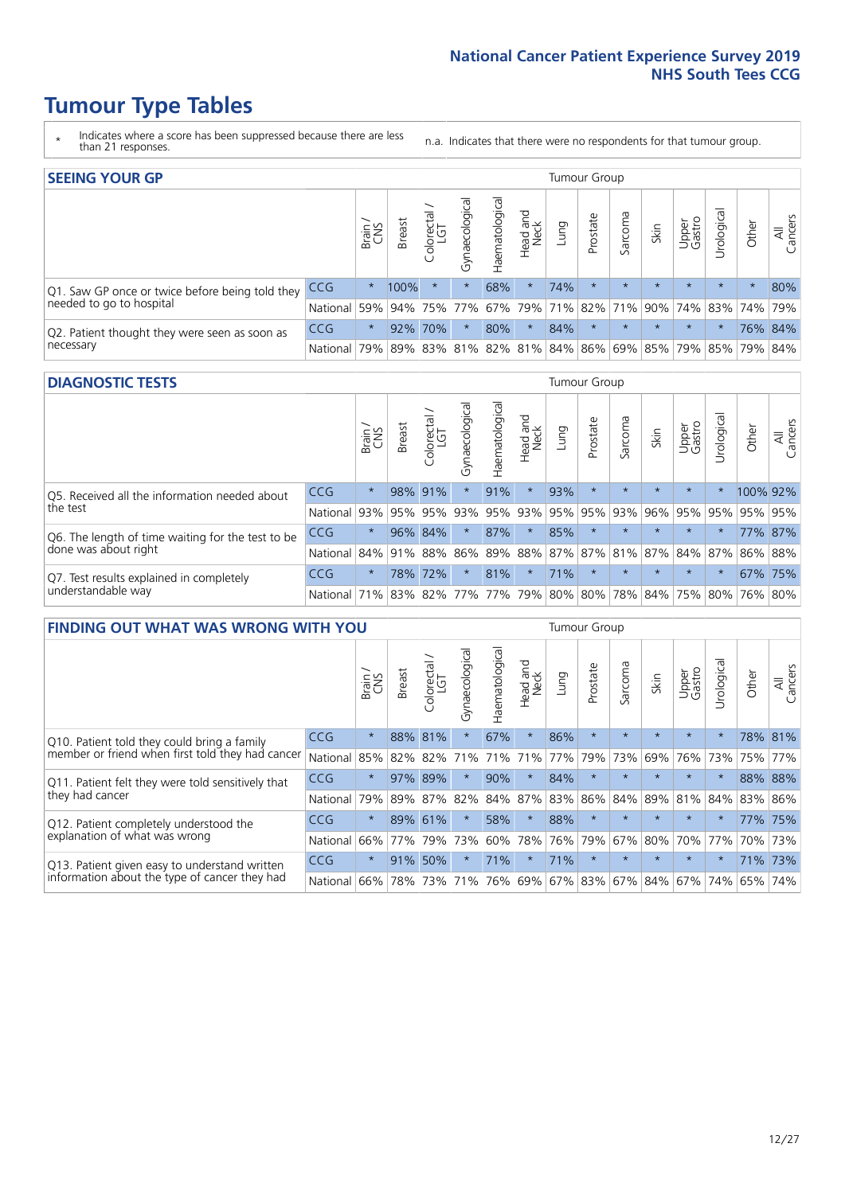# Tumour Type Tables

\* Indicates where a score has been suppressed because there are less than 21 responses.

n.a. Indicates that there were no respondents for that tumour group.

## SEEING YOUR GP

| | | Brain / CNS | Breast | Colorectal / LGT | Gynaecological | Haematological | Head and Neck | Lung | Prostate | Sarcoma | Skin | Upper Gastro | Urological | Other | All Cancers |
|---|---|---|---|---|---|---|---|---|---|---|---|---|---|---|---|
| Q1. Saw GP once or twice before being told they needed to go to hospital | CCG | * | 100% | * | * | 68% | * | 74% | * | * | * | * | * | * | 80% |
| | National | 59% | 94% | 75% | 77% | 67% | 79% | 71% | 82% | 71% | 90% | 74% | 83% | 74% | 79% |
| Q2. Patient thought they were seen as soon as necessary | CCG | * | 92% | 70% | * | 80% | * | 84% | * | * | * | * | * | 76% | 84% |
| | National | 79% | 89% | 83% | 81% | 82% | 81% | 84% | 86% | 69% | 85% | 79% | 85% | 79% | 84% |

## DIAGNOSTIC TESTS

| | | Brain / CNS | Breast | Colorectal / LGT | Gynaecological | Haematological | Head and Neck | Lung | Prostate | Sarcoma | Skin | Upper Gastro | Urological | Other | All Cancers |
|---|---|---|---|---|---|---|---|---|---|---|---|---|---|---|---|
| Q5. Received all the information needed about the test | CCG | * | 98% | 91% | * | 91% | * | 93% | * | * | * | * | * | 100% | 92% |
| | National | 93% | 95% | 95% | 93% | 95% | 93% | 95% | 95% | 93% | 96% | 95% | 95% | 95% | 95% |
| Q6. The length of time waiting for the test to be done was about right | CCG | * | 96% | 84% | * | 87% | * | 85% | * | * | * | * | * | 77% | 87% |
| | National | 84% | 91% | 88% | 86% | 89% | 88% | 87% | 87% | 81% | 87% | 84% | 87% | 86% | 88% |
| Q7. Test results explained in completely understandable way | CCG | * | 78% | 72% | * | 81% | * | 71% | * | * | * | * | * | 67% | 75% |
| | National | 71% | 83% | 82% | 77% | 77% | 79% | 80% | 80% | 78% | 84% | 75% | 80% | 76% | 80% |

## FINDING OUT WHAT WAS WRONG WITH YOU

| | | Brain / CNS | Breast | Colorectal / LGT | Gynaecological | Haematological | Head and Neck | Lung | Prostate | Sarcoma | Skin | Upper Gastro | Urological | Other | All Cancers |
|---|---|---|---|---|---|---|---|---|---|---|---|---|---|---|---|
| Q10. Patient told they could bring a family member or friend when first told they had cancer | CCG | * | 88% | 81% | * | 67% | * | 86% | * | * | * | * | * | 78% | 81% |
| | National | 85% | 82% | 82% | 71% | 71% | 71% | 77% | 79% | 73% | 69% | 76% | 73% | 75% | 77% |
| Q11. Patient felt they were told sensitively that they had cancer | CCG | * | 97% | 89% | * | 90% | * | 84% | * | * | * | * | * | 88% | 88% |
| | National | 79% | 89% | 87% | 82% | 84% | 87% | 83% | 86% | 84% | 89% | 81% | 84% | 83% | 86% |
| Q12. Patient completely understood the explanation of what was wrong | CCG | * | 89% | 61% | * | 58% | * | 88% | * | * | * | * | * | 77% | 75% |
| | National | 66% | 77% | 79% | 73% | 60% | 78% | 76% | 79% | 67% | 80% | 70% | 77% | 70% | 73% |
| Q13. Patient given easy to understand written information about the type of cancer they had | CCG | * | 91% | 50% | * | 71% | * | 71% | * | * | * | * | * | 71% | 73% |
| | National | 66% | 78% | 73% | 71% | 76% | 69% | 67% | 83% | 67% | 84% | 67% | 74% | 65% | 74% |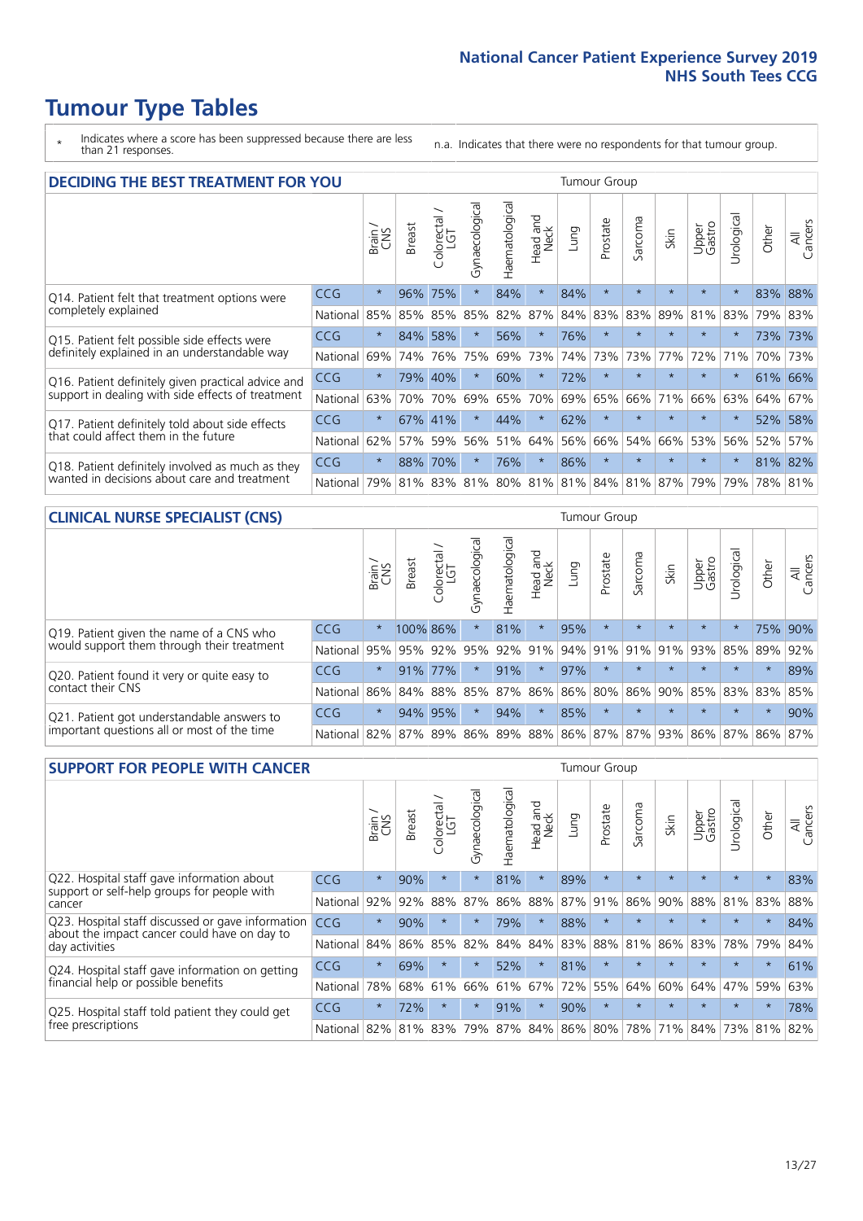# Tumour Type Tables

\* Indicates where a score has been suppressed because there are less than 21 responses.

n.a. Indicates that there were no respondents for that tumour group.

## DECIDING THE BEST TREATMENT FOR YOU

| | | Brain / CNS | Breast | Colorectal / LGT | Gynaecological | Haematological | Head and Neck | Lung | Prostate | Sarcoma | Skin | Upper Gastro | Urological | Other | All Cancers |
|---|---|---|---|---|---|---|---|---|---|---|---|---|---|---|---|
| Q14. Patient felt that treatment options were completely explained | CCG | * | 96% | 75% | * | 84% | * | 84% | * | * | * | * | * | 83% | 88% |
| | National | 85% | 85% | 85% | 85% | 82% | 87% | 84% | 83% | 83% | 89% | 81% | 83% | 79% | 83% |
| Q15. Patient felt possible side effects were definitely explained in an understandable way | CCG | * | 84% | 58% | * | 56% | * | 76% | * | * | * | * | * | 73% | 73% |
| | National | 69% | 74% | 76% | 75% | 69% | 73% | 74% | 73% | 73% | 77% | 72% | 71% | 70% | 73% |
| Q16. Patient definitely given practical advice and support in dealing with side effects of treatment | CCG | * | 79% | 40% | * | 60% | * | 72% | * | * | * | * | * | 61% | 66% |
| | National | 63% | 70% | 70% | 69% | 65% | 70% | 69% | 65% | 66% | 71% | 66% | 63% | 64% | 67% |
| Q17. Patient definitely told about side effects that could affect them in the future | CCG | * | 67% | 41% | * | 44% | * | 62% | * | * | * | * | * | 52% | 58% |
| | National | 62% | 57% | 59% | 56% | 51% | 64% | 56% | 66% | 54% | 66% | 53% | 56% | 52% | 57% |
| Q18. Patient definitely involved as much as they wanted in decisions about care and treatment | CCG | * | 88% | 70% | * | 76% | * | 86% | * | * | * | * | * | 81% | 82% |
| | National | 79% | 81% | 83% | 81% | 80% | 81% | 81% | 84% | 81% | 87% | 79% | 79% | 78% | 81% |

## CLINICAL NURSE SPECIALIST (CNS)

| | | Brain / CNS | Breast | Colorectal / LGT | Gynaecological | Haematological | Head and Neck | Lung | Prostate | Sarcoma | Skin | Upper Gastro | Urological | Other | All Cancers |
|---|---|---|---|---|---|---|---|---|---|---|---|---|---|---|---|
| Q19. Patient given the name of a CNS who would support them through their treatment | CCG | * | 100% | 86% | * | 81% | * | 95% | * | * | * | * | * | 75% | 90% |
| | National | 95% | 95% | 92% | 95% | 92% | 91% | 94% | 91% | 91% | 91% | 93% | 85% | 89% | 92% |
| Q20. Patient found it very or quite easy to contact their CNS | CCG | * | 91% | 77% | * | 91% | * | 97% | * | * | * | * | * | * | 89% |
| | National | 86% | 84% | 88% | 85% | 87% | 86% | 86% | 80% | 86% | 90% | 85% | 83% | 83% | 85% |
| Q21. Patient got understandable answers to important questions all or most of the time | CCG | * | 94% | 95% | * | 94% | * | 85% | * | * | * | * | * | * | 90% |
| | National | 82% | 87% | 89% | 86% | 89% | 88% | 86% | 87% | 87% | 93% | 86% | 87% | 86% | 87% |

## SUPPORT FOR PEOPLE WITH CANCER

| | | Brain / CNS | Breast | Colorectal / LGT | Gynaecological | Haematological | Head and Neck | Lung | Prostate | Sarcoma | Skin | Upper Gastro | Urological | Other | All Cancers |
|---|---|---|---|---|---|---|---|---|---|---|---|---|---|---|---|
| Q22. Hospital staff gave information about support or self-help groups for people with cancer | CCG | * | 90% | * | * | 81% | * | 89% | * | * | * | * | * | * | 83% |
| | National | 92% | 92% | 88% | 87% | 86% | 88% | 87% | 91% | 86% | 90% | 88% | 81% | 83% | 88% |
| Q23. Hospital staff discussed or gave information about the impact cancer could have on day to day activities | CCG | * | 90% | * | * | 79% | * | 88% | * | * | * | * | * | * | 84% |
| | National | 84% | 86% | 85% | 82% | 84% | 84% | 83% | 88% | 81% | 86% | 83% | 78% | 79% | 84% |
| Q24. Hospital staff gave information on getting financial help or possible benefits | CCG | * | 69% | * | * | 52% | * | 81% | * | * | * | * | * | * | 61% |
| | National | 78% | 68% | 61% | 66% | 61% | 67% | 72% | 55% | 64% | 60% | 64% | 47% | 59% | 63% |
| Q25. Hospital staff told patient they could get free prescriptions | CCG | * | 72% | * | * | 91% | * | 90% | * | * | * | * | * | * | 78% |
| | National | 82% | 81% | 83% | 79% | 87% | 84% | 86% | 80% | 78% | 71% | 84% | 73% | 81% | 82% |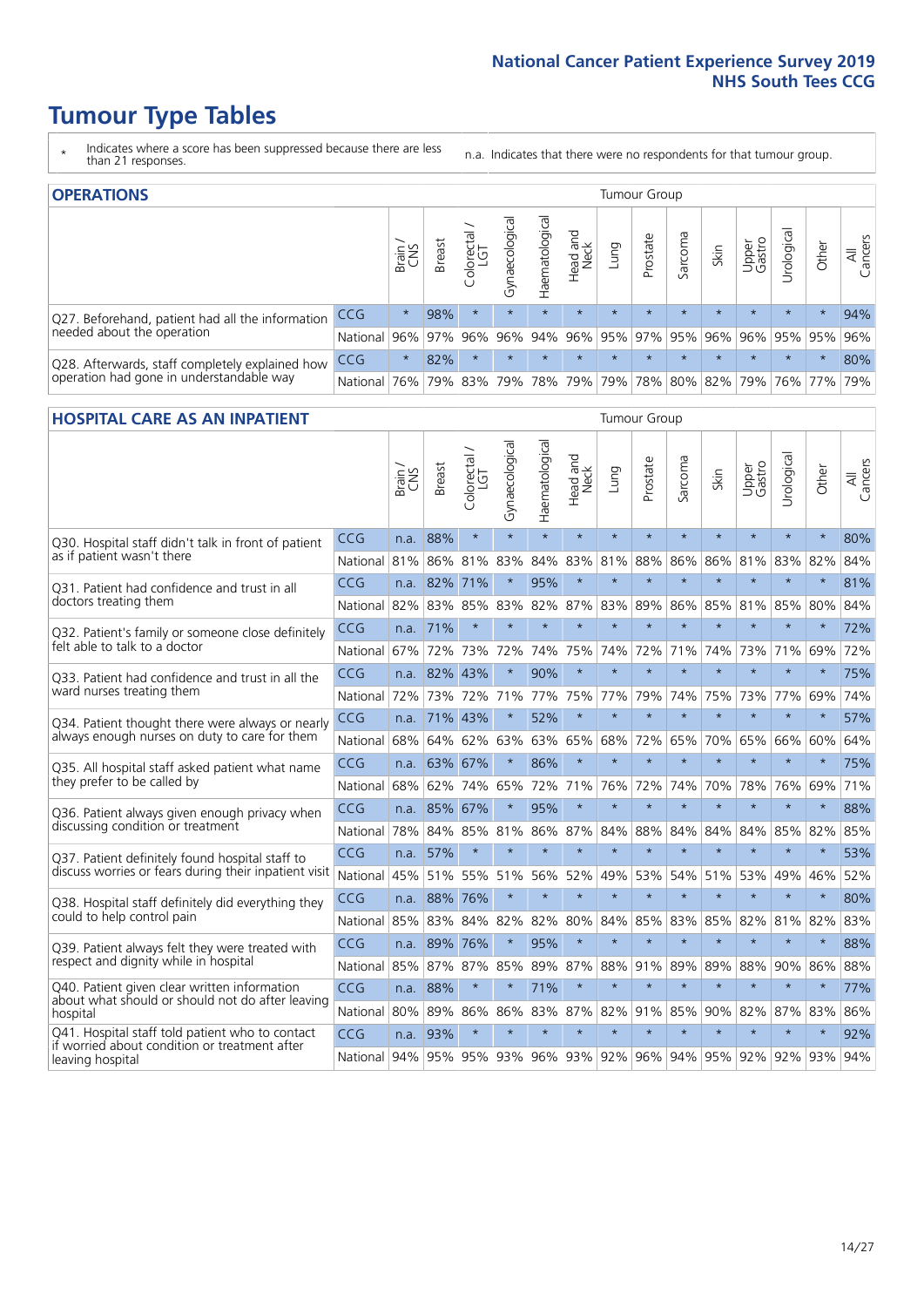# Tumour Type Tables

\* Indicates where a score has been suppressed because there are less than 21 responses.

n.a. Indicates that there were no respondents for that tumour group.

## OPERATIONS

| | | Brain / CNS | Breast | Colorectal / LGT | Gynaecological | Haematological | Head and Neck | Lung | Prostate | Sarcoma | Skin | Upper Gastro | Urological | Other | All Cancers |
|---|---|---|---|---|---|---|---|---|---|---|---|---|---|---|---|
| Q27. Beforehand, patient had all the information needed about the operation | CCG | * | 98% | * | * | * | * | * | * | * | * | * | * | * | 94% |
| | National | 96% | 97% | 96% | 96% | 94% | 96% | 95% | 97% | 95% | 96% | 96% | 95% | 95% | 96% |
| Q28. Afterwards, staff completely explained how operation had gone in understandable way | CCG | * | 82% | * | * | * | * | * | * | * | * | * | * | * | 80% |
| | National | 76% | 79% | 83% | 79% | 78% | 79% | 79% | 78% | 80% | 82% | 79% | 76% | 77% | 79% |

## HOSPITAL CARE AS AN INPATIENT

| | | Brain / CNS | Breast | Colorectal / LGT | Gynaecological | Haematological | Head and Neck | Lung | Prostate | Sarcoma | Skin | Upper Gastro | Urological | Other | All Cancers |
|---|---|---|---|---|---|---|---|---|---|---|---|---|---|---|---|
| Q30. Hospital staff didn't talk in front of patient as if patient wasn't there | CCG | n.a. | 88% | * | * | * | * | * | * | * | * | * | * | * | 80% |
| | National | 81% | 86% | 81% | 83% | 84% | 83% | 81% | 88% | 86% | 86% | 81% | 83% | 82% | 84% |
| Q31. Patient had confidence and trust in all doctors treating them | CCG | n.a. | 82% | 71% | * | 95% | * | * | * | * | * | * | * | * | 81% |
| | National | 82% | 83% | 85% | 83% | 82% | 87% | 83% | 89% | 86% | 85% | 81% | 85% | 80% | 84% |
| Q32. Patient's family or someone close definitely felt able to talk to a doctor | CCG | n.a. | 71% | * | * | * | * | * | * | * | * | * | * | * | 72% |
| | National | 67% | 72% | 73% | 72% | 74% | 75% | 74% | 72% | 71% | 74% | 73% | 71% | 69% | 72% |
| Q33. Patient had confidence and trust in all the ward nurses treating them | CCG | n.a. | 82% | 43% | * | 90% | * | * | * | * | * | * | * | * | 75% |
| | National | 72% | 73% | 72% | 71% | 77% | 75% | 77% | 79% | 74% | 75% | 73% | 77% | 69% | 74% |
| Q34. Patient thought there were always or nearly always enough nurses on duty to care for them | CCG | n.a. | 71% | 43% | * | 52% | * | * | * | * | * | * | * | * | 57% |
| | National | 68% | 64% | 62% | 63% | 63% | 65% | 68% | 72% | 65% | 70% | 65% | 66% | 60% | 64% |
| Q35. All hospital staff asked patient what name they prefer to be called by | CCG | n.a. | 63% | 67% | * | 86% | * | * | * | * | * | * | * | * | 75% |
| | National | 68% | 62% | 74% | 65% | 72% | 71% | 76% | 72% | 74% | 70% | 78% | 76% | 69% | 71% |
| Q36. Patient always given enough privacy when discussing condition or treatment | CCG | n.a. | 85% | 67% | * | 95% | * | * | * | * | * | * | * | * | 88% |
| | National | 78% | 84% | 85% | 81% | 86% | 87% | 84% | 88% | 84% | 84% | 84% | 85% | 82% | 85% |
| Q37. Patient definitely found hospital staff to discuss worries or fears during their inpatient visit | CCG | n.a. | 57% | * | * | * | * | * | * | * | * | * | * | * | 53% |
| | National | 45% | 51% | 55% | 51% | 56% | 52% | 49% | 53% | 54% | 51% | 53% | 49% | 46% | 52% |
| Q38. Hospital staff definitely did everything they could to help control pain | CCG | n.a. | 88% | 76% | * | * | * | * | * | * | * | * | * | * | 80% |
| | National | 85% | 83% | 84% | 82% | 82% | 80% | 84% | 85% | 83% | 85% | 82% | 81% | 82% | 83% |
| Q39. Patient always felt they were treated with respect and dignity while in hospital | CCG | n.a. | 89% | 76% | * | 95% | * | * | * | * | * | * | * | * | 88% |
| | National | 85% | 87% | 87% | 85% | 89% | 87% | 88% | 91% | 89% | 89% | 88% | 90% | 86% | 88% |
| Q40. Patient given clear written information about what should or should not do after leaving hospital | CCG | n.a. | 88% | * | * | 71% | * | * | * | * | * | * | * | * | 77% |
| | National | 80% | 89% | 86% | 86% | 83% | 87% | 82% | 91% | 85% | 90% | 82% | 87% | 83% | 86% |
| Q41. Hospital staff told patient who to contact if worried about condition or treatment after leaving hospital | CCG | n.a. | 93% | * | * | * | * | * | * | * | * | * | * | * | 92% |
| | National | 94% | 95% | 95% | 93% | 96% | 93% | 92% | 96% | 94% | 95% | 92% | 92% | 93% | 94% |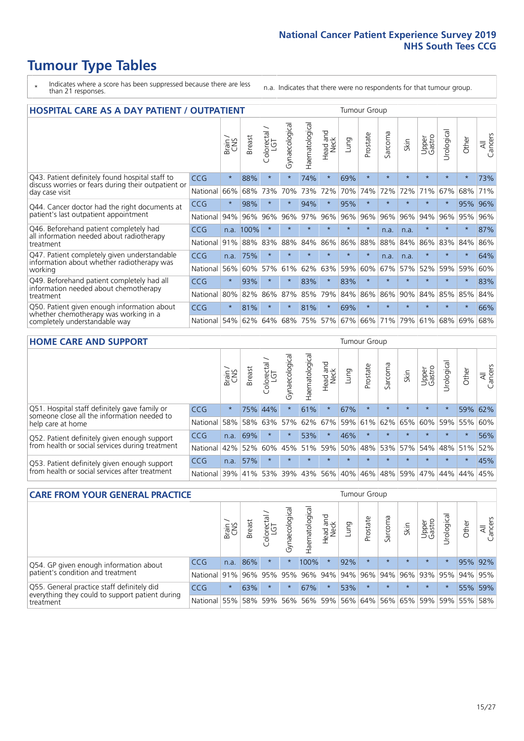# Tumour Type Tables

\* Indicates where a score has been suppressed because there are less than 21 responses.

n.a. Indicates that there were no respondents for that tumour group.

## HOSPITAL CARE AS A DAY PATIENT / OUTPATIENT

| | | Brain / CNS | Breast | Colorectal / LGT | Gynaecological | Haematological | Head and Neck | Lung | Prostate | Sarcoma | Skin | Upper Gastro | Urological | Other | All Cancers |
|---|---|---|---|---|---|---|---|---|---|---|---|---|---|---|---|
| Q43. Patient definitely found hospital staff to discuss worries or fears during their outpatient or day case visit | CCG | * | 88% | * | * | 74% | * | 69% | * | * | * | * | * | * | 73% |
| | National | 66% | 68% | 73% | 70% | 73% | 72% | 70% | 74% | 72% | 72% | 71% | 67% | 68% | 71% |
| Q44. Cancer doctor had the right documents at patient's last outpatient appointment | CCG | * | 98% | * | * | 94% | * | 95% | * | * | * | * | * | 95% | 96% |
| | National | 94% | 96% | 96% | 96% | 97% | 96% | 96% | 96% | 96% | 96% | 94% | 96% | 95% | 96% |
| Q46. Beforehand patient completely had all information needed about radiotherapy treatment | CCG | n.a. | 100% | * | * | * | * | * | * | n.a. | n.a. | * | * | * | 87% |
| | National | 91% | 88% | 83% | 88% | 84% | 86% | 86% | 88% | 88% | 84% | 86% | 83% | 84% | 86% |
| Q47. Patient completely given understandable information about whether radiotherapy was working | CCG | n.a. | 75% | * | * | * | * | * | * | n.a. | n.a. | * | * | * | 64% |
| | National | 56% | 60% | 57% | 61% | 62% | 63% | 59% | 60% | 67% | 57% | 52% | 59% | 59% | 60% |
| Q49. Beforehand patient completely had all information needed about chemotherapy treatment | CCG | * | 93% | * | * | 83% | * | 83% | * | * | * | * | * | * | 83% |
| | National | 80% | 82% | 86% | 87% | 85% | 79% | 84% | 86% | 86% | 90% | 84% | 85% | 85% | 84% |
| Q50. Patient given enough information about whether chemotherapy was working in a completely understandable way | CCG | * | 81% | * | * | 81% | * | 69% | * | * | * | * | * | * | 66% |
| | National | 54% | 62% | 64% | 68% | 75% | 57% | 67% | 66% | 71% | 79% | 61% | 68% | 69% | 68% |

## HOME CARE AND SUPPORT

| | | Brain / CNS | Breast | Colorectal / LGT | Gynaecological | Haematological | Head and Neck | Lung | Prostate | Sarcoma | Skin | Upper Gastro | Urological | Other | All Cancers |
|---|---|---|---|---|---|---|---|---|---|---|---|---|---|---|---|
| Q51. Hospital staff definitely gave family or someone close all the information needed to help care at home | CCG | * | 75% | 44% | * | 61% | * | 67% | * | * | * | * | * | 59% | 62% |
| | National | 58% | 58% | 63% | 57% | 62% | 67% | 59% | 61% | 62% | 65% | 60% | 59% | 55% | 60% |
| Q52. Patient definitely given enough support from health or social services during treatment | CCG | n.a. | 69% | * | * | 53% | * | 46% | * | * | * | * | * | * | 56% |
| | National | 42% | 52% | 60% | 45% | 51% | 59% | 50% | 48% | 53% | 57% | 54% | 48% | 51% | 52% |
| Q53. Patient definitely given enough support from health or social services after treatment | CCG | n.a. | 57% | * | * | * | * | * | * | * | * | * | * | * | 45% |
| | National | 39% | 41% | 53% | 39% | 43% | 56% | 40% | 46% | 48% | 59% | 47% | 44% | 44% | 45% |

## CARE FROM YOUR GENERAL PRACTICE

| | | Brain / CNS | Breast | Colorectal / LGT | Gynaecological | Haematological | Head and Neck | Lung | Prostate | Sarcoma | Skin | Upper Gastro | Urological | Other | All Cancers |
|---|---|---|---|---|---|---|---|---|---|---|---|---|---|---|---|
| Q54. GP given enough information about patient's condition and treatment | CCG | n.a. | 86% | * | * | 100% | * | 92% | * | * | * | * | * | 95% | 92% |
| | National | 91% | 96% | 95% | 95% | 96% | 94% | 94% | 96% | 94% | 96% | 93% | 95% | 94% | 95% |
| Q55. General practice staff definitely did everything they could to support patient during treatment | CCG | * | 63% | * | * | 67% | * | 53% | * | * | * | * | * | 55% | 59% |
| | National | 55% | 58% | 59% | 56% | 56% | 59% | 56% | 64% | 56% | 65% | 59% | 59% | 55% | 58% |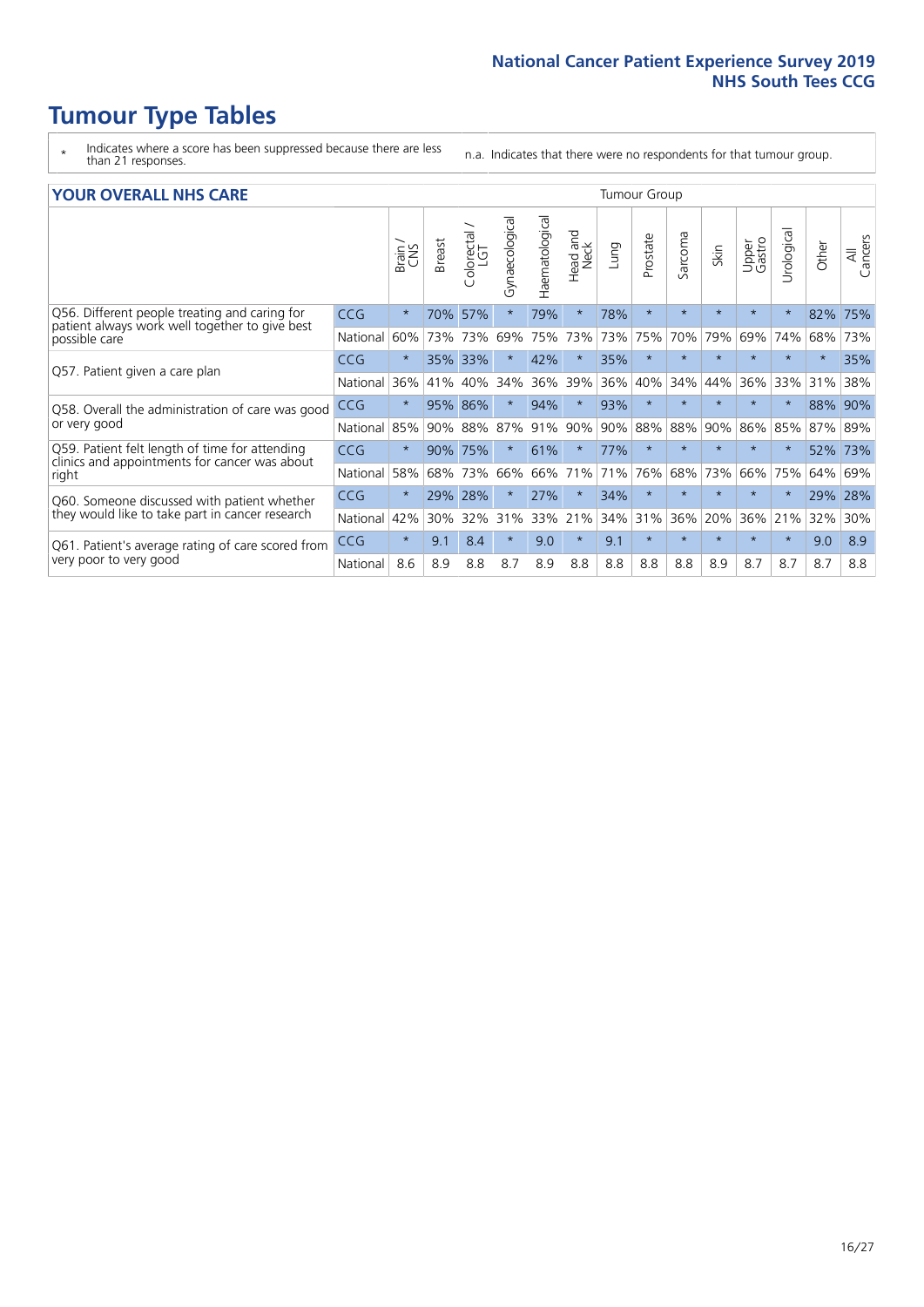# Tumour Type Tables

\* Indicates where a score has been suppressed because there are less than 21 responses.

n.a. Indicates that there were no respondents for that tumour group.

## YOUR OVERALL NHS CARE

| | | Brain / CNS | Breast | Colorectal / LGT | Gynaecological | Haematological | Head and Neck | Lung | Prostate | Sarcoma | Skin | Upper Gastro | Urological | Other | All Cancers |
|---|---|---|---|---|---|---|---|---|---|---|---|---|---|---|---|
| Q56. Different people treating and caring for patient always work well together to give best possible care | CCG | * | 70% | 57% | * | 79% | * | 78% | * | * | * | * | * | 82% | 75% |
| | National | 60% | 73% | 73% | 69% | 75% | 73% | 73% | 75% | 70% | 79% | 69% | 74% | 68% | 73% |
| Q57. Patient given a care plan | CCG | * | 35% | 33% | * | 42% | * | 35% | * | * | * | * | * | * | 35% |
| | National | 36% | 41% | 40% | 34% | 36% | 39% | 36% | 40% | 34% | 44% | 36% | 33% | 31% | 38% |
| Q58. Overall the administration of care was good or very good | CCG | * | 95% | 86% | * | 94% | * | 93% | * | * | * | * | * | 88% | 90% |
| | National | 85% | 90% | 88% | 87% | 91% | 90% | 90% | 88% | 88% | 90% | 86% | 85% | 87% | 89% |
| Q59. Patient felt length of time for attending clinics and appointments for cancer was about right | CCG | * | 90% | 75% | * | 61% | * | 77% | * | * | * | * | * | 52% | 73% |
| | National | 58% | 68% | 73% | 66% | 66% | 71% | 71% | 76% | 68% | 73% | 66% | 75% | 64% | 69% |
| Q60. Someone discussed with patient whether they would like to take part in cancer research | CCG | * | 29% | 28% | * | 27% | * | 34% | * | * | * | * | * | 29% | 28% |
| | National | 42% | 30% | 32% | 31% | 33% | 21% | 34% | 31% | 36% | 20% | 36% | 21% | 32% | 30% |
| Q61. Patient's average rating of care scored from very poor to very good | CCG | * | 9.1 | 8.4 | * | 9.0 | * | 9.1 | * | * | * | * | * | 9.0 | 8.9 |
| | National | 8.6 | 8.9 | 8.8 | 8.7 | 8.9 | 8.8 | 8.8 | 8.8 | 8.8 | 8.9 | 8.7 | 8.7 | 8.7 | 8.8 |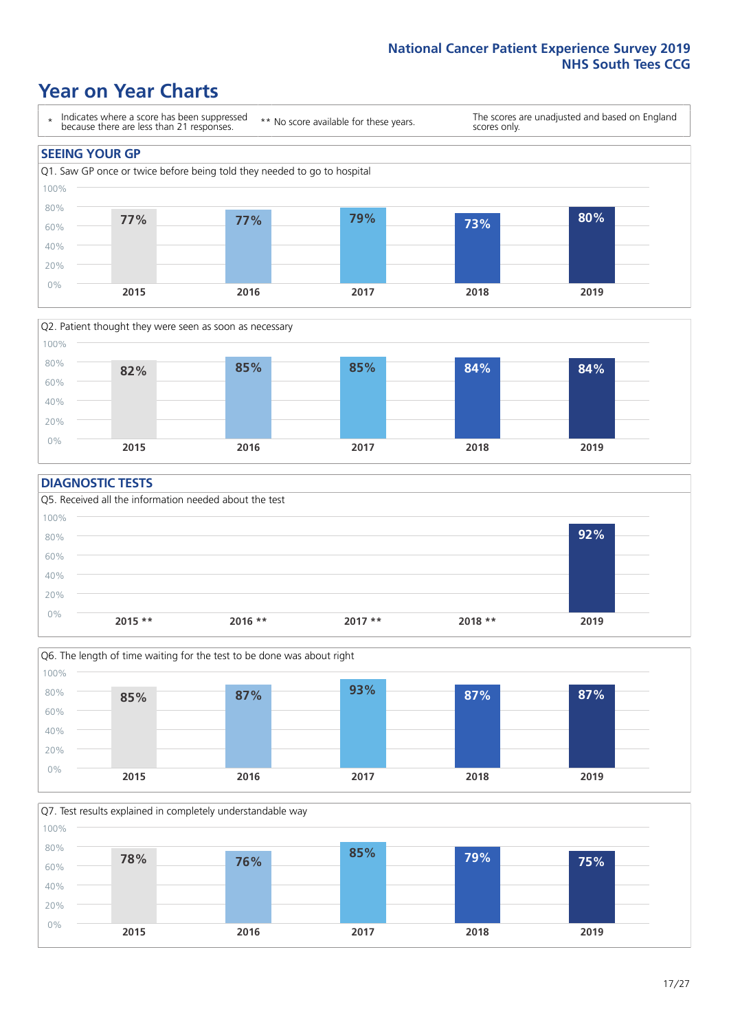# Year on Year Charts

\* Indicates where a score has been suppressed because there are less than 21 responses.

\*\* No score available for these years.

The scores are unadjusted and based on England scores only.

## SEEING YOUR GP

Q1. Saw GP once or twice before being told they needed to go to hospital

| 2015 | 2016 | 2017 | 2018 | 2019 |
|---|---|---|---|---|
| 77% | 77% | 79% | 73% | 80% |

Q2. Patient thought they were seen as soon as necessary

| 2015 | 2016 | 2017 | 2018 | 2019 |
|---|---|---|---|---|
| 82% | 85% | 85% | 84% | 84% |

## DIAGNOSTIC TESTS

Q5. Received all the information needed about the test

| 2015 ** | 2016 ** | 2017 ** | 2018 ** | 2019 |
|---|---|---|---|---|
| | | | | 92% |

Q6. The length of time waiting for the test to be done was about right

| 2015 | 2016 | 2017 | 2018 | 2019 |
|---|---|---|---|---|
| 85% | 87% | 93% | 87% | 87% |

Q7. Test results explained in completely understandable way

| 2015 | 2016 | 2017 | 2018 | 2019 |
|---|---|---|---|---|
| 78% | 76% | 85% | 79% | 75% |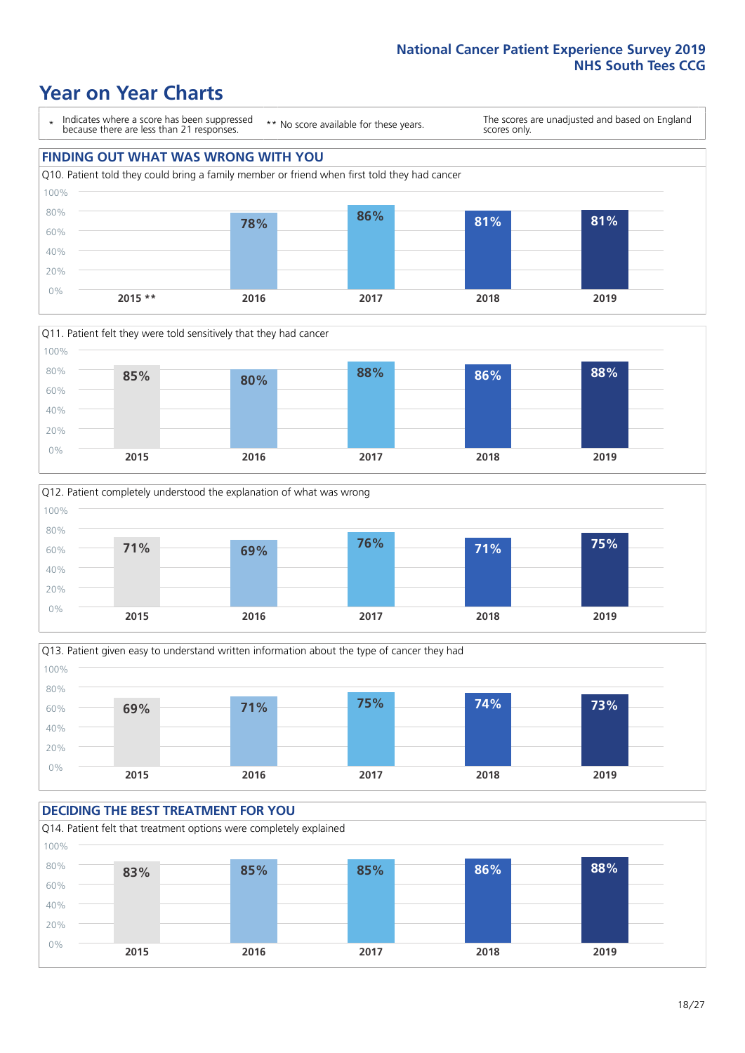# Year on Year Charts

\* Indicates where a score has been suppressed because there are less than 21 responses.

** No score available for these years.

The scores are unadjusted and based on England scores only.

## FINDING OUT WHAT WAS WRONG WITH YOU

Q10. Patient told they could bring a family member or friend when first told they had cancer

| 2015 ** | 2016 | 2017 | 2018 | 2019 |
|---|---|---|---|---|
| | 78% | 86% | 81% | 81% |

Q11. Patient felt they were told sensitively that they had cancer

| 2015 | 2016 | 2017 | 2018 | 2019 |
|---|---|---|---|---|
| 85% | 80% | 88% | 86% | 88% |

Q12. Patient completely understood the explanation of what was wrong

| 2015 | 2016 | 2017 | 2018 | 2019 |
|---|---|---|---|---|
| 71% | 69% | 76% | 71% | 75% |

Q13. Patient given easy to understand written information about the type of cancer they had

| 2015 | 2016 | 2017 | 2018 | 2019 |
|---|---|---|---|---|
| 69% | 71% | 75% | 74% | 73% |

## DECIDING THE BEST TREATMENT FOR YOU

Q14. Patient felt that treatment options were completely explained

| 2015 | 2016 | 2017 | 2018 | 2019 |
|---|---|---|---|---|
| 83% | 85% | 85% | 86% | 88% |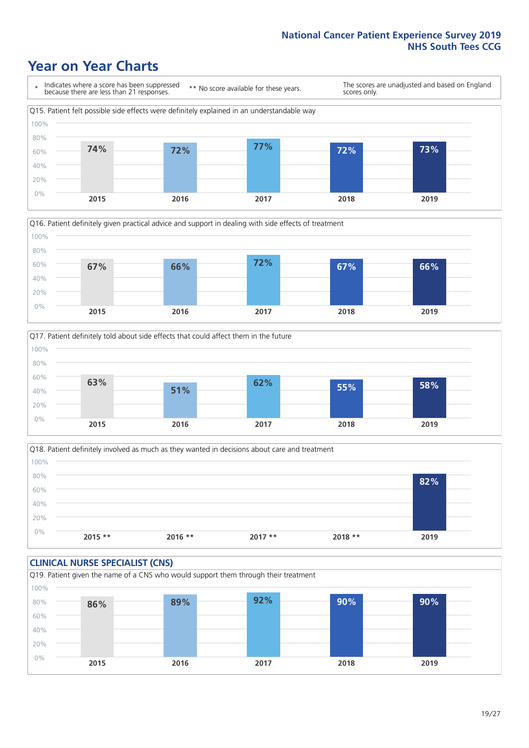## Year on Year Charts

\* Indicates where a score has been suppressed because there are less than 21 responses.

** No score available for these years.

The scores are unadjusted and based on England scores only.

Q15. Patient felt possible side effects were definitely explained in an understandable way

| 2015 | 2016 | 2017 | 2018 | 2019 |
|---|---|---|---|---|
| 74% | 72% | 77% | 72% | 73% |

Q16. Patient definitely given practical advice and support in dealing with side effects of treatment

| 2015 | 2016 | 2017 | 2018 | 2019 |
|---|---|---|---|---|
| 67% | 66% | 72% | 67% | 66% |

Q17. Patient definitely told about side effects that could affect them in the future

| 2015 | 2016 | 2017 | 2018 | 2019 |
|---|---|---|---|---|
| 63% | 51% | 62% | 55% | 58% |

Q18. Patient definitely involved as much as they wanted in decisions about care and treatment

| 2015 ** | 2016 ** | 2017 ** | 2018 ** | 2019 |
|---|---|---|---|---|
| | | | | 82% |

### CLINICAL NURSE SPECIALIST (CNS)

Q19. Patient given the name of a CNS who would support them through their treatment

| 2015 | 2016 | 2017 | 2018 | 2019 |
|---|---|---|---|---|
| 86% | 89% | 92% | 90% | 90% |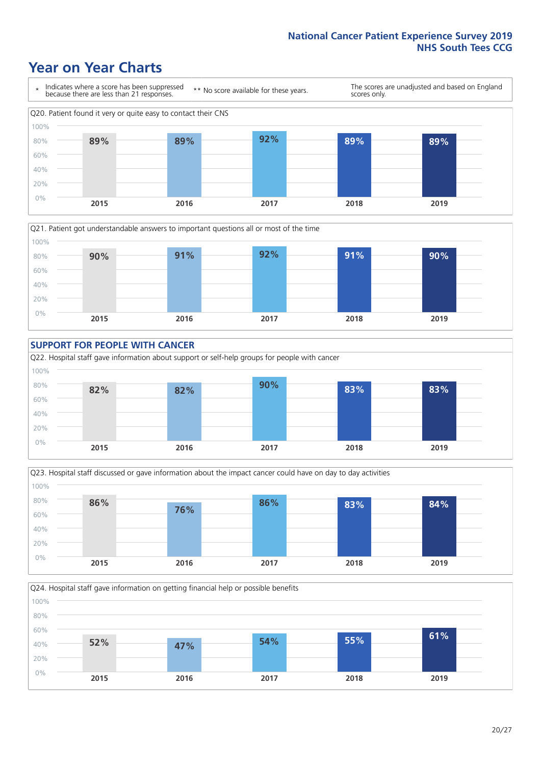# Year on Year Charts

\* Indicates where a score has been suppressed because there are less than 21 responses.

\*\* No score available for these years.

The scores are unadjusted and based on England scores only.

Q20. Patient found it very or quite easy to contact their CNS

| 2015 | 2016 | 2017 | 2018 | 2019 |
|---|---|---|---|---|
| 89% | 89% | 92% | 89% | 89% |

Q21. Patient got understandable answers to important questions all or most of the time

| 2015 | 2016 | 2017 | 2018 | 2019 |
|---|---|---|---|---|
| 90% | 91% | 92% | 91% | 90% |

## SUPPORT FOR PEOPLE WITH CANCER

Q22. Hospital staff gave information about support or self-help groups for people with cancer

| 2015 | 2016 | 2017 | 2018 | 2019 |
|---|---|---|---|---|
| 82% | 82% | 90% | 83% | 83% |

Q23. Hospital staff discussed or gave information about the impact cancer could have on day to day activities

| 2015 | 2016 | 2017 | 2018 | 2019 |
|---|---|---|---|---|
| 86% | 76% | 86% | 83% | 84% |

Q24. Hospital staff gave information on getting financial help or possible benefits

| 2015 | 2016 | 2017 | 2018 | 2019 |
|---|---|---|---|---|
| 52% | 47% | 54% | 55% | 61% |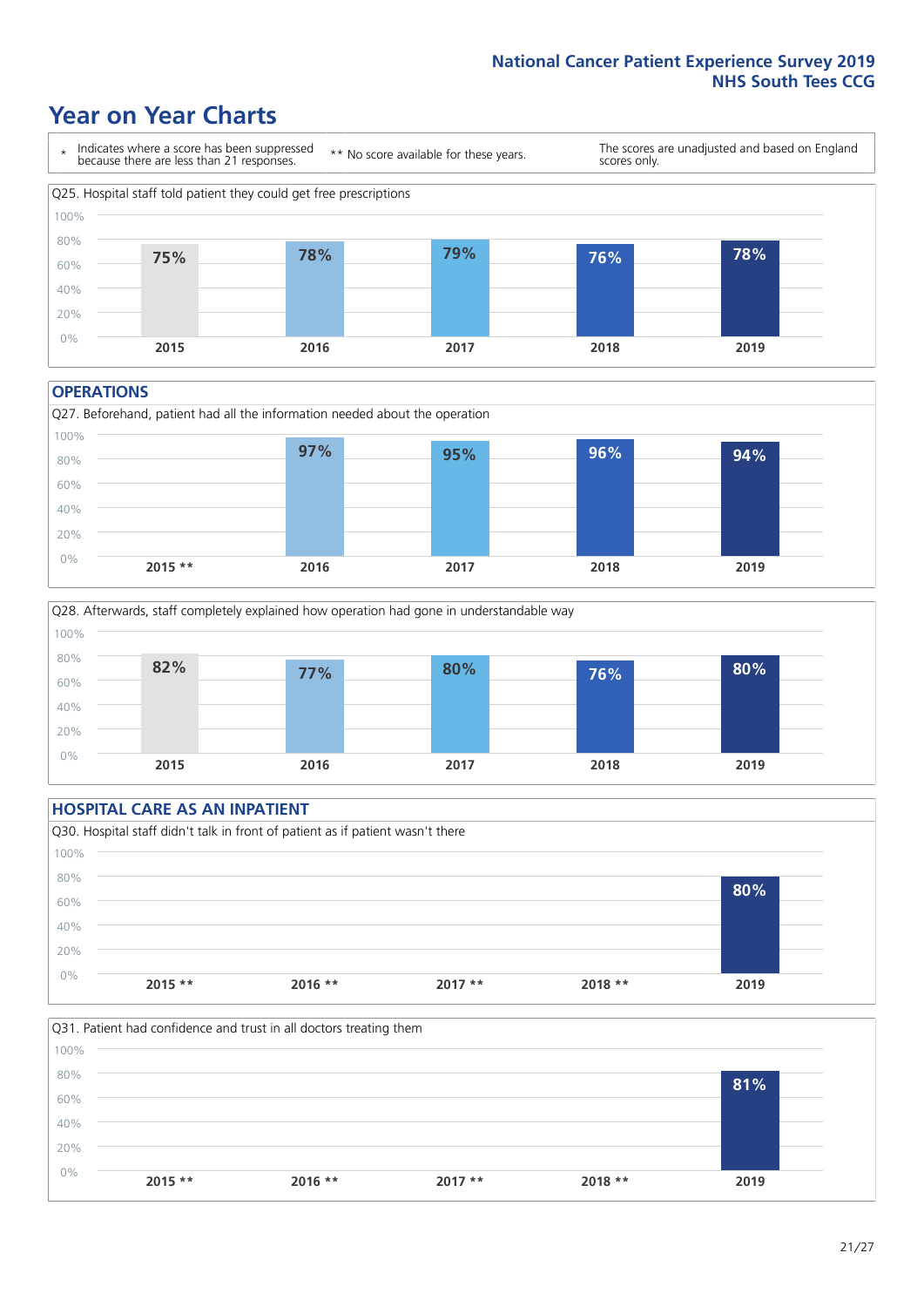# Year on Year Charts

\* Indicates where a score has been suppressed because there are less than 21 responses.

** No score available for these years.

The scores are unadjusted and based on England scores only.

### Q25. Hospital staff told patient they could get free prescriptions

| 2015 | 2016 | 2017 | 2018 | 2019 |
|---|---|---|---|---|
| 75% | 78% | 79% | 76% | 78% |

## OPERATIONS

### Q27. Beforehand, patient had all the information needed about the operation

| 2015 ** | 2016 | 2017 | 2018 | 2019 |
|---|---|---|---|---|
| | 97% | 95% | 96% | 94% |

### Q28. Afterwards, staff completely explained how operation had gone in understandable way

| 2015 | 2016 | 2017 | 2018 | 2019 |
|---|---|---|---|---|
| 82% | 77% | 80% | 76% | 80% |

## HOSPITAL CARE AS AN INPATIENT

### Q30. Hospital staff didn't talk in front of patient as if patient wasn't there

| 2015 ** | 2016 ** | 2017 ** | 2018 ** | 2019 |
|---|---|---|---|---|
| | | | | 80% |

### Q31. Patient had confidence and trust in all doctors treating them

| 2015 ** | 2016 ** | 2017 ** | 2018 ** | 2019 |
|---|---|---|---|---|
| | | | | 81% |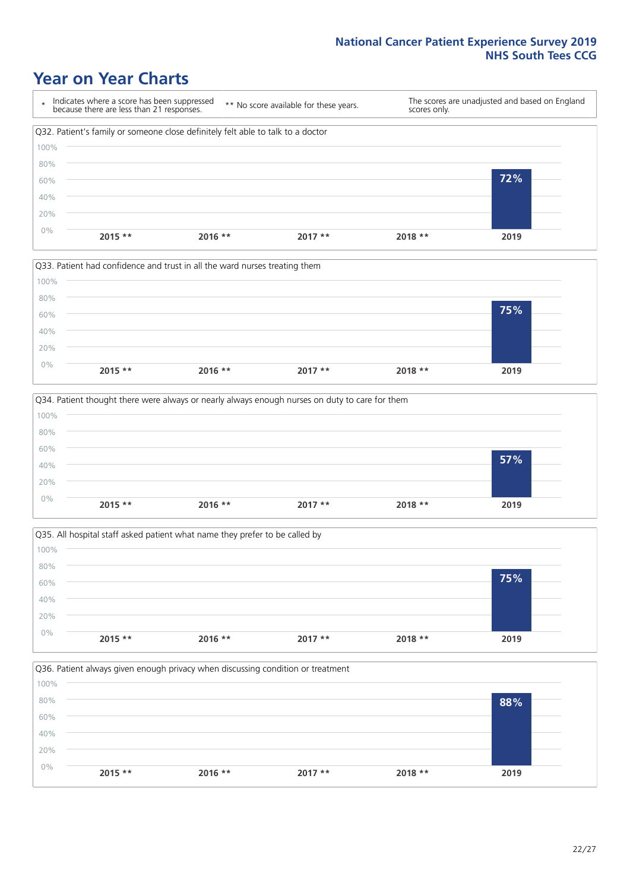# Year on Year Charts

\* Indicates where a score has been suppressed because there are less than 21 responses.

\*\* No score available for these years.

The scores are unadjusted and based on England scores only.

Q32. Patient's family or someone close definitely felt able to talk to a doctor

| 2015 ** | 2016 ** | 2017 ** | 2018 ** | 2019 |
|---|---|---|---|---|
| | | | | 72% |

Q33. Patient had confidence and trust in all the ward nurses treating them

| 2015 ** | 2016 ** | 2017 ** | 2018 ** | 2019 |
|---|---|---|---|---|
| | | | | 75% |

Q34. Patient thought there were always or nearly always enough nurses on duty to care for them

| 2015 ** | 2016 ** | 2017 ** | 2018 ** | 2019 |
|---|---|---|---|---|
| | | | | 57% |

Q35. All hospital staff asked patient what name they prefer to be called by

| 2015 ** | 2016 ** | 2017 ** | 2018 ** | 2019 |
|---|---|---|---|---|
| | | | | 75% |

Q36. Patient always given enough privacy when discussing condition or treatment

| 2015 ** | 2016 ** | 2017 ** | 2018 ** | 2019 |
|---|---|---|---|---|
| | | | | 88% |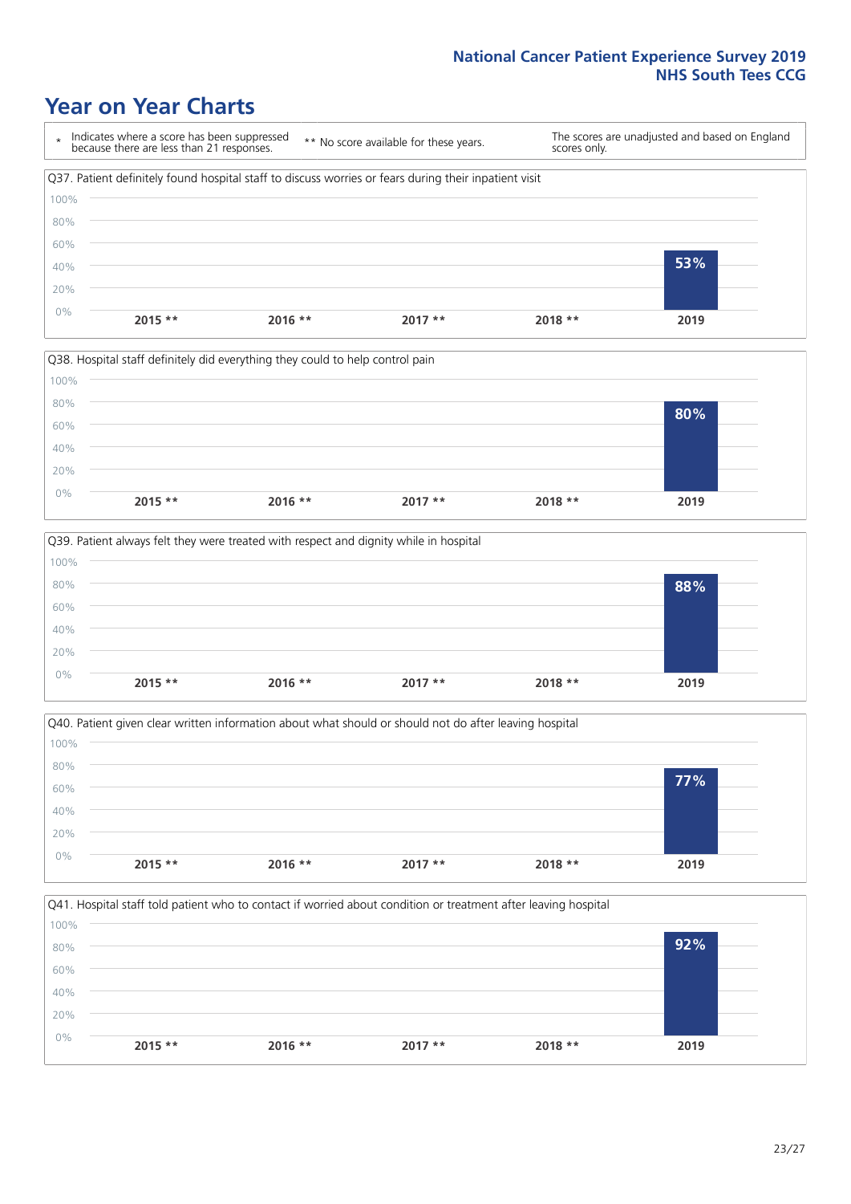# Year on Year Charts

\* Indicates where a score has been suppressed because there are less than 21 responses.

** No score available for these years.

The scores are unadjusted and based on England scores only.

Q37. Patient definitely found hospital staff to discuss worries or fears during their inpatient visit

| 2015 ** | 2016 ** | 2017 ** | 2018 ** | 2019 |
|---|---|---|---|---|
| | | | | 53% |

Q38. Hospital staff definitely did everything they could to help control pain

| 2015 ** | 2016 ** | 2017 ** | 2018 ** | 2019 |
|---|---|---|---|---|
| | | | | 80% |

Q39. Patient always felt they were treated with respect and dignity while in hospital

| 2015 ** | 2016 ** | 2017 ** | 2018 ** | 2019 |
|---|---|---|---|---|
| | | | | 88% |

Q40. Patient given clear written information about what should or should not do after leaving hospital

| 2015 ** | 2016 ** | 2017 ** | 2018 ** | 2019 |
|---|---|---|---|---|
| | | | | 77% |

Q41. Hospital staff told patient who to contact if worried about condition or treatment after leaving hospital

| 2015 ** | 2016 ** | 2017 ** | 2018 ** | 2019 |
|---|---|---|---|---|
| | | | | 92% |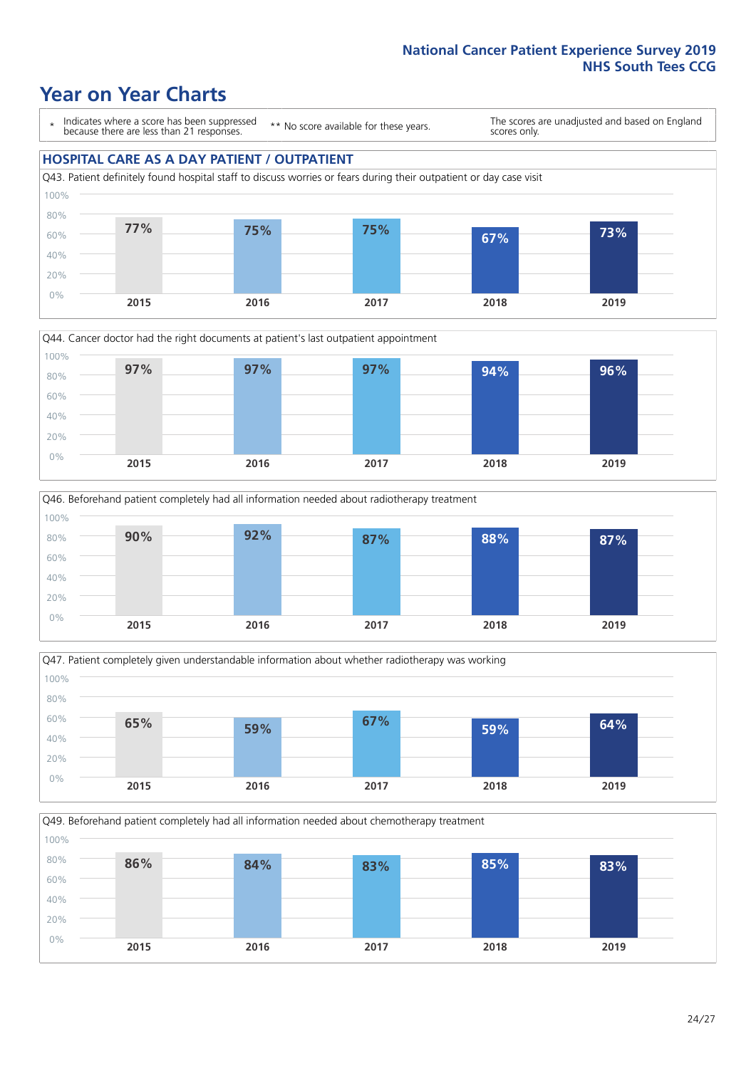# Year on Year Charts

\* Indicates where a score has been suppressed because there are less than 21 responses.

\*\* No score available for these years.

The scores are unadjusted and based on England scores only.

## HOSPITAL CARE AS A DAY PATIENT / OUTPATIENT

Q43. Patient definitely found hospital staff to discuss worries or fears during their outpatient or day case visit

| 2015 | 2016 | 2017 | 2018 | 2019 |
|---|---|---|---|---|
| 77% | 75% | 75% | 67% | 73% |

Q44. Cancer doctor had the right documents at patient's last outpatient appointment

| 2015 | 2016 | 2017 | 2018 | 2019 |
|---|---|---|---|---|
| 97% | 97% | 97% | 94% | 96% |

Q46. Beforehand patient completely had all information needed about radiotherapy treatment

| 2015 | 2016 | 2017 | 2018 | 2019 |
|---|---|---|---|---|
| 90% | 92% | 87% | 88% | 87% |

Q47. Patient completely given understandable information about whether radiotherapy was working

| 2015 | 2016 | 2017 | 2018 | 2019 |
|---|---|---|---|---|
| 65% | 59% | 67% | 59% | 64% |

Q49. Beforehand patient completely had all information needed about chemotherapy treatment

| 2015 | 2016 | 2017 | 2018 | 2019 |
|---|---|---|---|---|
| 86% | 84% | 83% | 85% | 83% |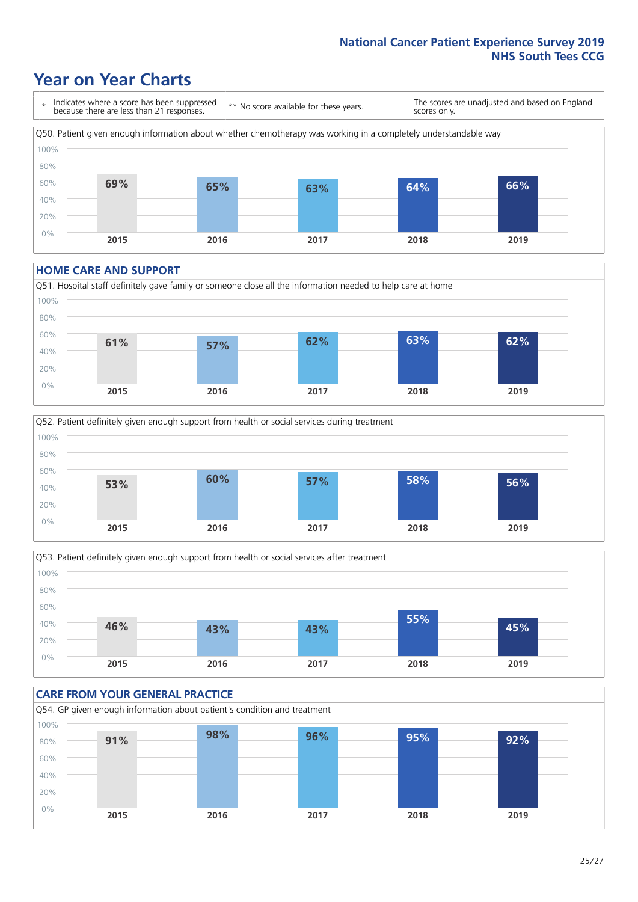# Year on Year Charts

\* Indicates where a score has been suppressed because there are less than 21 responses.

** No score available for these years.

The scores are unadjusted and based on England scores only.

Q50. Patient given enough information about whether chemotherapy was working in a completely understandable way

| 2015 | 2016 | 2017 | 2018 | 2019 |
|---|---|---|---|---|
| 69% | 65% | 63% | 64% | 66% |

## HOME CARE AND SUPPORT

Q51. Hospital staff definitely gave family or someone close all the information needed to help care at home

| 2015 | 2016 | 2017 | 2018 | 2019 |
|---|---|---|---|---|
| 61% | 57% | 62% | 63% | 62% |

Q52. Patient definitely given enough support from health or social services during treatment

| 2015 | 2016 | 2017 | 2018 | 2019 |
|---|---|---|---|---|
| 53% | 60% | 57% | 58% | 56% |

Q53. Patient definitely given enough support from health or social services after treatment

| 2015 | 2016 | 2017 | 2018 | 2019 |
|---|---|---|---|---|
| 46% | 43% | 43% | 55% | 45% |

## CARE FROM YOUR GENERAL PRACTICE

Q54. GP given enough information about patient's condition and treatment

| 2015 | 2016 | 2017 | 2018 | 2019 |
|---|---|---|---|---|
| 91% | 98% | 96% | 95% | 92% |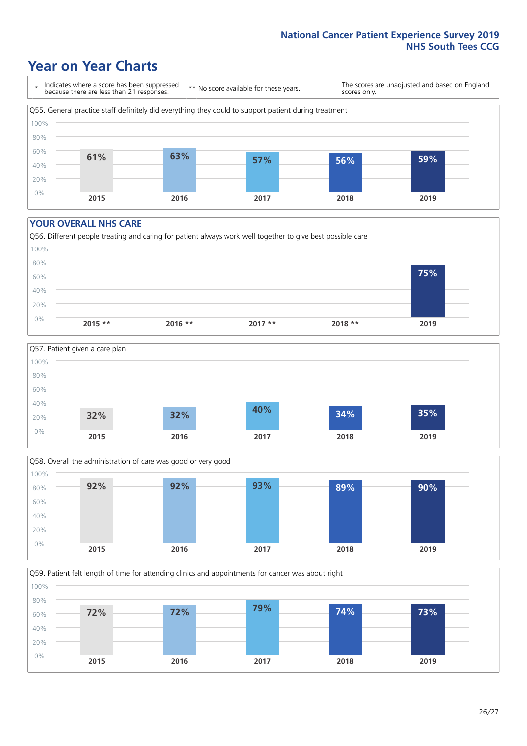# Year on Year Charts

\* Indicates where a score has been suppressed because there are less than 21 responses.

\*\* No score available for these years.

The scores are unadjusted and based on England scores only.

Q55. General practice staff definitely did everything they could to support patient during treatment

| 2015 | 2016 | 2017 | 2018 | 2019 |
|---|---|---|---|---|
| 61% | 63% | 57% | 56% | 59% |

## YOUR OVERALL NHS CARE

Q56. Different people treating and caring for patient always work well together to give best possible care

| 2015 ** | 2016 ** | 2017 ** | 2018 ** | 2019 |
|---|---|---|---|---|
| | | | | 75% |

Q57. Patient given a care plan

| 2015 | 2016 | 2017 | 2018 | 2019 |
|---|---|---|---|---|
| 32% | 32% | 40% | 34% | 35% |

Q58. Overall the administration of care was good or very good

| 2015 | 2016 | 2017 | 2018 | 2019 |
|---|---|---|---|---|
| 92% | 92% | 93% | 89% | 90% |

Q59. Patient felt length of time for attending clinics and appointments for cancer was about right

| 2015 | 2016 | 2017 | 2018 | 2019 |
|---|---|---|---|---|
| 72% | 72% | 79% | 74% | 73% |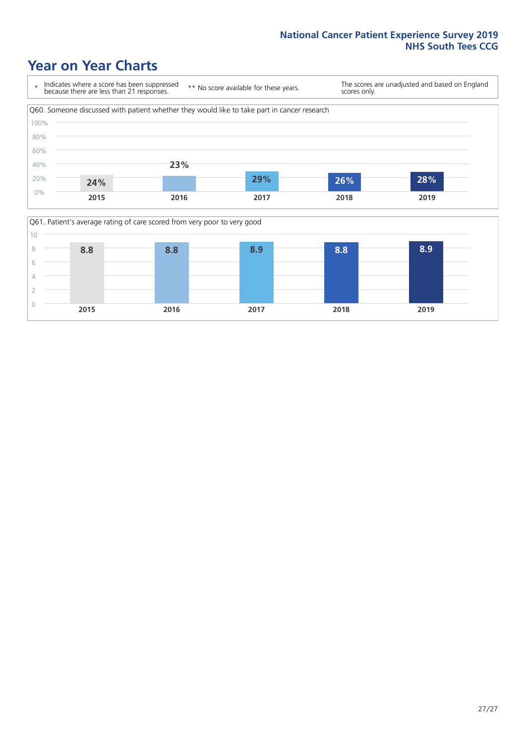# Year on Year Charts

\* Indicates where a score has been suppressed because there are less than 21 responses.

** No score available for these years.

The scores are unadjusted and based on England scores only.

Q60. Someone discussed with patient whether they would like to take part in cancer research

100%
80%
60%
40%
20%
0%

24% 2015
23% 2016
29% 2017
26% 2018
28% 2019

Q61. Patient's average rating of care scored from very poor to very good

10
8
6
4
2
0

8.8 2015
8.8 2016
8.9 2017
8.8 2018
8.9 2019